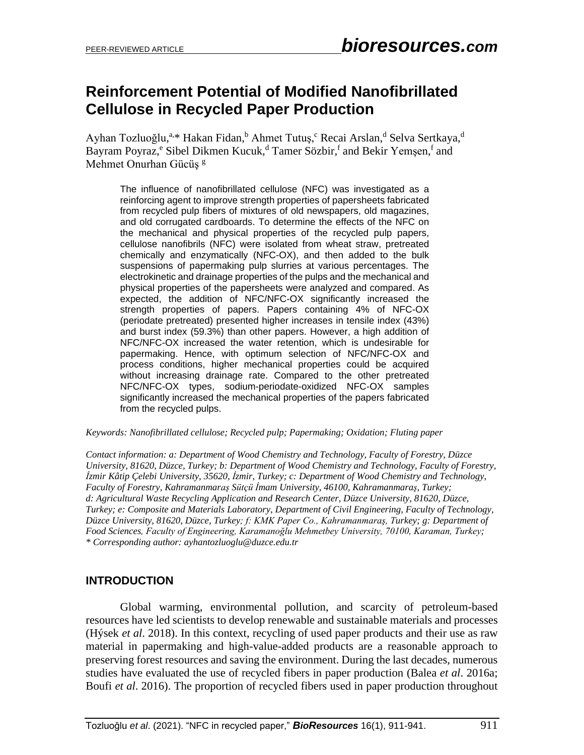# Reinforcement Potential of Modified Nanofibrillated Cellulose in Recycled Paper Production

Ayhan Tozluoğlu,[a,]* Hakan Fidan,[b] Ahmet Tutuş,[c] Recai Arslan,[d] Selva Sertkaya,[d] Bayram Poyraz,[e] Sibel Dikmen Kucuk,[d] Tamer Sözbir,[f] and Bekir Yemşen,[f] and Mehmet Onurhan Gücüş [g]

The influence of nanofibrillated cellulose (NFC) was investigated as a reinforcing agent to improve strength properties of papersheets fabricated from recycled pulp fibers of mixtures of old newspapers, old magazines, and old corrugated cardboards. To determine the effects of the NFC on the mechanical and physical properties of the recycled pulp papers, cellulose nanofibrils (NFC) were isolated from wheat straw, pretreated chemically and enzymatically (NFC-OX), and then added to the bulk suspensions of papermaking pulp slurries at various percentages. The electrokinetic and drainage properties of the pulps and the mechanical and physical properties of the papersheets were analyzed and compared. As expected, the addition of NFC/NFC-OX significantly increased the strength properties of papers. Papers containing 4% of NFC-OX (periodate pretreated) presented higher increases in tensile index (43%) and burst index (59.3%) than other papers. However, a high addition of NFC/NFC-OX increased the water retention, which is undesirable for papermaking. Hence, with optimum selection of NFC/NFC-OX and process conditions, higher mechanical properties could be acquired without increasing drainage rate. Compared to the other pretreated NFC/NFC-OX types, sodium-periodate-oxidized NFC-OX samples significantly increased the mechanical properties of the papers fabricated from the recycled pulps.

*Keywords: Nanofibrillated cellulose; Recycled pulp; Papermaking; Oxidation; Fluting paper*

*Contact information: a: Department of Wood Chemistry and Technology, Faculty of Forestry, Düzce University, 81620, Düzce, Turkey; b: Department of Wood Chemistry and Technology, Faculty of Forestry, İzmir Kâtip Çelebi University, 35620, İzmir, Turkey; c: Department of Wood Chemistry and Technology, Faculty of Forestry, Kahramanmaraş Sütçü İmam University, 46100, Kahramanmaraş, Turkey; d: Agricultural Waste Recycling Application and Research Center, Düzce University, 81620, Düzce, Turkey; e: Composite and Materials Laboratory, Department of Civil Engineering, Faculty of Technology, Düzce University, 81620, Düzce, Turkey; f: KMK Paper Co., Kahramanmaraş, Turkey; g: Department of Food Sciences, Faculty of Engineering, Karamanoğlu Mehmetbey University, 70100, Karaman, Turkey; * Corresponding author: ayhantozluoglu@duzce.edu.tr*

## INTRODUCTION

Global warming, environmental pollution, and scarcity of petroleum-based resources have led scientists to develop renewable and sustainable materials and processes (Hýsek *et al*. 2018). In this context, recycling of used paper products and their use as raw material in papermaking and high-value-added products are a reasonable approach to preserving forest resources and saving the environment. During the last decades, numerous studies have evaluated the use of recycled fibers in paper production (Balea *et al*. 2016a; Boufi *et al*. 2016). The proportion of recycled fibers used in paper production throughout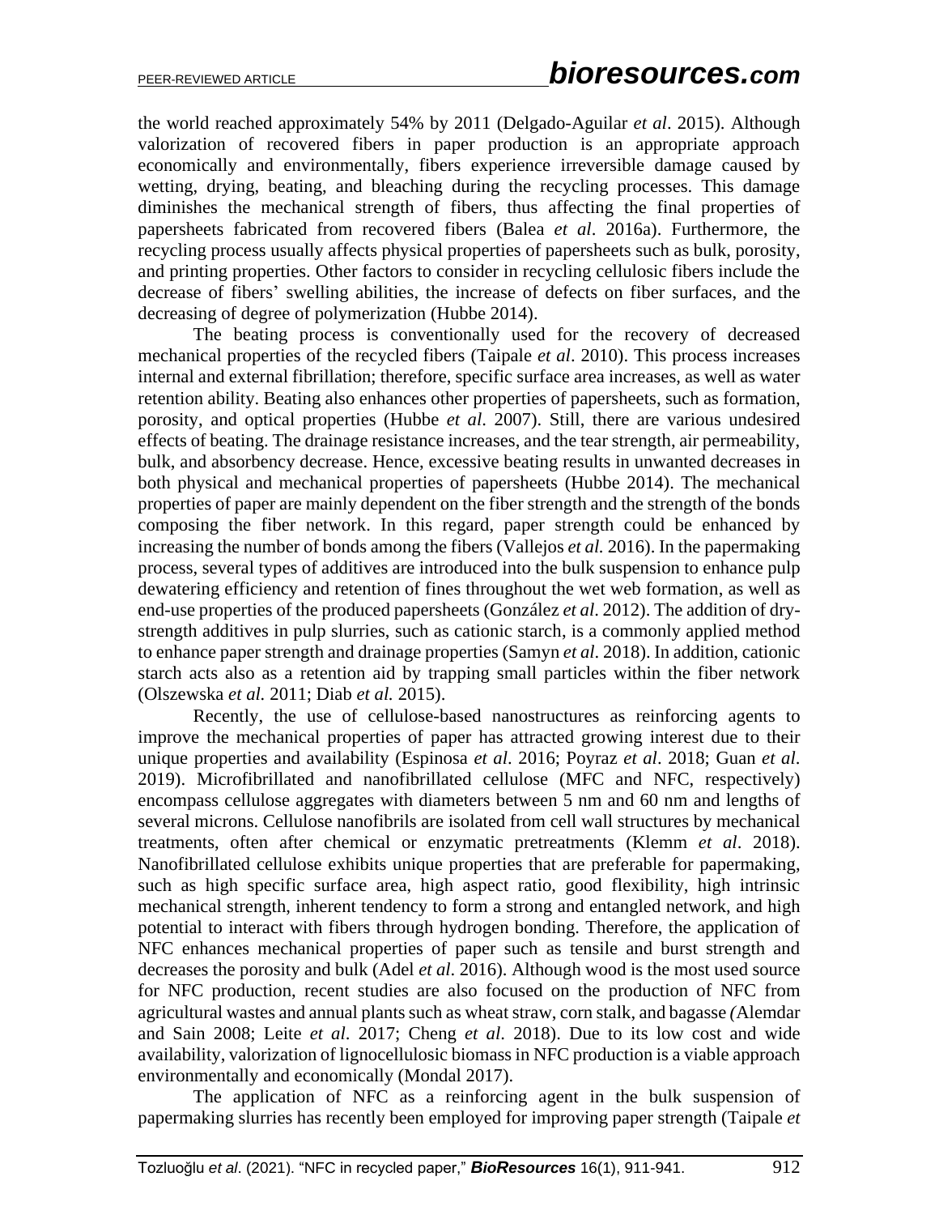the world reached approximately 54% by 2011 (Delgado-Aguilar *et al*. 2015). Although valorization of recovered fibers in paper production is an appropriate approach economically and environmentally, fibers experience irreversible damage caused by wetting, drying, beating, and bleaching during the recycling processes. This damage diminishes the mechanical strength of fibers, thus affecting the final properties of papersheets fabricated from recovered fibers (Balea *et al*. 2016a). Furthermore, the recycling process usually affects physical properties of papersheets such as bulk, porosity, and printing properties. Other factors to consider in recycling cellulosic fibers include the decrease of fibers' swelling abilities, the increase of defects on fiber surfaces, and the decreasing of degree of polymerization (Hubbe 2014).

The beating process is conventionally used for the recovery of decreased mechanical properties of the recycled fibers (Taipale *et al*. 2010). This process increases internal and external fibrillation; therefore, specific surface area increases, as well as water retention ability. Beating also enhances other properties of papersheets, such as formation, porosity, and optical properties (Hubbe *et al*. 2007). Still, there are various undesired effects of beating. The drainage resistance increases, and the tear strength, air permeability, bulk, and absorbency decrease. Hence, excessive beating results in unwanted decreases in both physical and mechanical properties of papersheets (Hubbe 2014). The mechanical properties of paper are mainly dependent on the fiber strength and the strength of the bonds composing the fiber network. In this regard, paper strength could be enhanced by increasing the number of bonds among the fibers (Vallejos *et al.* 2016). In the papermaking process, several types of additives are introduced into the bulk suspension to enhance pulp dewatering efficiency and retention of fines throughout the wet web formation, as well as end-use properties of the produced papersheets (González *et al*. 2012). The addition of dry-strength additives in pulp slurries, such as cationic starch, is a commonly applied method to enhance paper strength and drainage properties (Samyn *et al*. 2018). In addition, cationic starch acts also as a retention aid by trapping small particles within the fiber network (Olszewska *et al.* 2011; Diab *et al.* 2015).

Recently, the use of cellulose-based nanostructures as reinforcing agents to improve the mechanical properties of paper has attracted growing interest due to their unique properties and availability (Espinosa *et al*. 2016; Poyraz *et al*. 2018; Guan *et al*. 2019). Microfibrillated and nanofibrillated cellulose (MFC and NFC, respectively) encompass cellulose aggregates with diameters between 5 nm and 60 nm and lengths of several microns. Cellulose nanofibrils are isolated from cell wall structures by mechanical treatments, often after chemical or enzymatic pretreatments (Klemm *et al*. 2018). Nanofibrillated cellulose exhibits unique properties that are preferable for papermaking, such as high specific surface area, high aspect ratio, good flexibility, high intrinsic mechanical strength, inherent tendency to form a strong and entangled network, and high potential to interact with fibers through hydrogen bonding. Therefore, the application of NFC enhances mechanical properties of paper such as tensile and burst strength and decreases the porosity and bulk (Adel *et al*. 2016). Although wood is the most used source for NFC production, recent studies are also focused on the production of NFC from agricultural wastes and annual plants such as wheat straw, corn stalk, and bagasse *(*Alemdar and Sain 2008; Leite *et al*. 2017; Cheng *et al*. 2018). Due to its low cost and wide availability, valorization of lignocellulosic biomass in NFC production is a viable approach environmentally and economically (Mondal 2017).

The application of NFC as a reinforcing agent in the bulk suspension of papermaking slurries has recently been employed for improving paper strength (Taipale *et*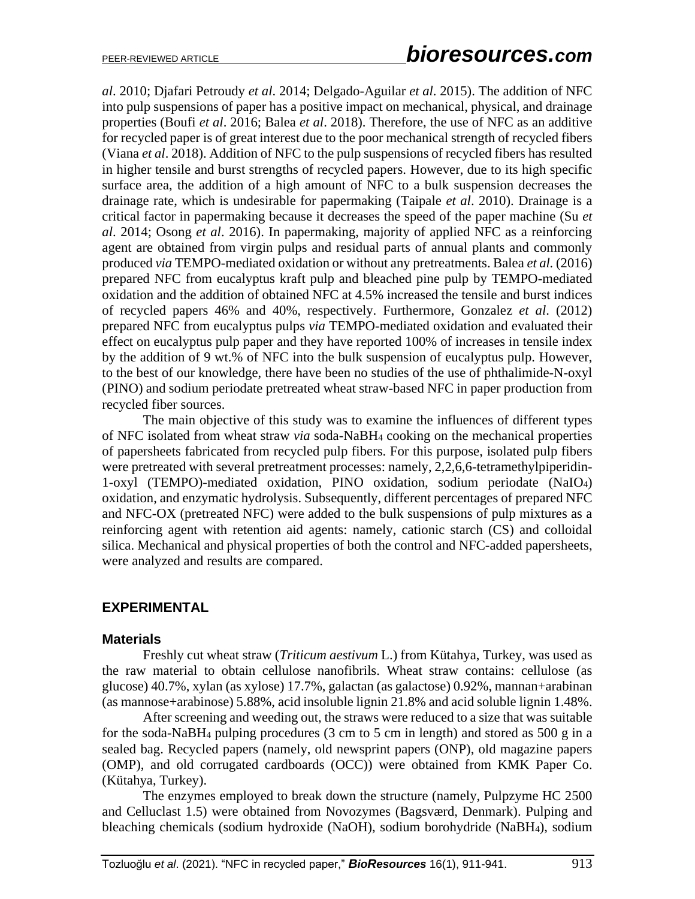*al*. 2010; Djafari Petroudy *et al*. 2014; Delgado-Aguilar *et al*. 2015). The addition of NFC into pulp suspensions of paper has a positive impact on mechanical, physical, and drainage properties (Boufi *et al*. 2016; Balea *et al*. 2018). Therefore, the use of NFC as an additive for recycled paper is of great interest due to the poor mechanical strength of recycled fibers (Viana *et al*. 2018). Addition of NFC to the pulp suspensions of recycled fibers has resulted in higher tensile and burst strengths of recycled papers. However, due to its high specific surface area, the addition of a high amount of NFC to a bulk suspension decreases the drainage rate, which is undesirable for papermaking (Taipale *et al*. 2010). Drainage is a critical factor in papermaking because it decreases the speed of the paper machine (Su *et al*. 2014; Osong *et al*. 2016). In papermaking, majority of applied NFC as a reinforcing agent are obtained from virgin pulps and residual parts of annual plants and commonly produced *via* TEMPO-mediated oxidation or without any pretreatments. Balea *et al.* (2016) prepared NFC from eucalyptus kraft pulp and bleached pine pulp by TEMPO-mediated oxidation and the addition of obtained NFC at 4.5% increased the tensile and burst indices of recycled papers 46% and 40%, respectively. Furthermore, Gonzalez *et al.* (2012) prepared NFC from eucalyptus pulps *via* TEMPO-mediated oxidation and evaluated their effect on eucalyptus pulp paper and they have reported 100% of increases in tensile index by the addition of 9 wt.% of NFC into the bulk suspension of eucalyptus pulp. However, to the best of our knowledge, there have been no studies of the use of phthalimide-N-oxyl (PINO) and sodium periodate pretreated wheat straw-based NFC in paper production from recycled fiber sources.

The main objective of this study was to examine the influences of different types of NFC isolated from wheat straw *via* soda-$NaBH_4$ cooking on the mechanical properties of papersheets fabricated from recycled pulp fibers. For this purpose, isolated pulp fibers were pretreated with several pretreatment processes: namely, 2,2,6,6-tetramethylpiperidin-1-oxyl (TEMPO)-mediated oxidation, PINO oxidation, sodium periodate ($NaIO_4$) oxidation, and enzymatic hydrolysis. Subsequently, different percentages of prepared NFC and NFC-OX (pretreated NFC) were added to the bulk suspensions of pulp mixtures as a reinforcing agent with retention aid agents: namely, cationic starch (CS) and colloidal silica. Mechanical and physical properties of both the control and NFC-added papersheets, were analyzed and results are compared.

## EXPERIMENTAL

### Materials

Freshly cut wheat straw (*Triticum aestivum* L.) from Kütahya, Turkey, was used as the raw material to obtain cellulose nanofibrils. Wheat straw contains: cellulose (as glucose) 40.7%, xylan (as xylose) 17.7%, galactan (as galactose) 0.92%, mannan+arabinan (as mannose+arabinose) 5.88%, acid insoluble lignin 21.8% and acid soluble lignin 1.48%.

After screening and weeding out, the straws were reduced to a size that was suitable for the soda-$NaBH_4$ pulping procedures (3 cm to 5 cm in length) and stored as 500 g in a sealed bag. Recycled papers (namely, old newsprint papers (ONP), old magazine papers (OMP), and old corrugated cardboards (OCC)) were obtained from KMK Paper Co. (Kütahya, Turkey).

The enzymes employed to break down the structure (namely, Pulpzyme HC 2500 and Celluclast 1.5) were obtained from Novozymes (Bagsværd, Denmark). Pulping and bleaching chemicals (sodium hydroxide (NaOH), sodium borohydride ($NaBH_4$), sodium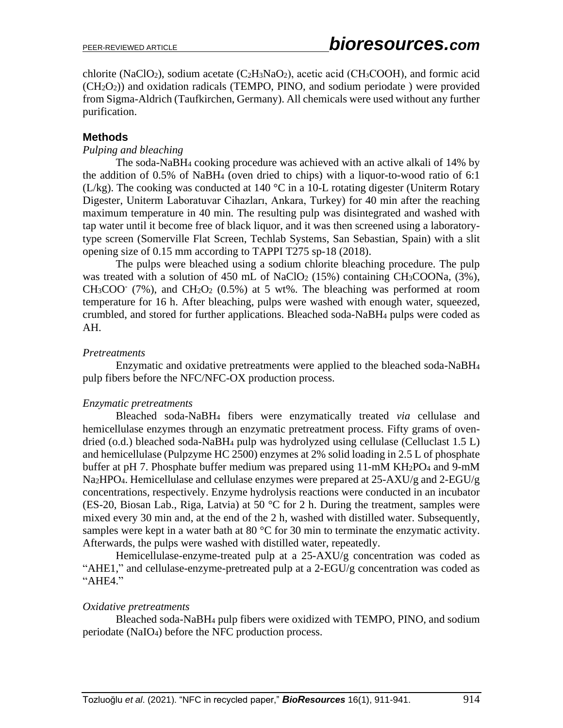chlorite ($NaClO_2$), sodium acetate ($C_2H_3NaO_2$), acetic acid ($CH_3COOH$), and formic acid ($CH_2O_2$)) and oxidation radicals (TEMPO, PINO, and sodium periodate ) were provided from Sigma-Aldrich (Taufkirchen, Germany). All chemicals were used without any further purification.

## Methods

### *Pulping and bleaching*

The soda-$NaBH_4$ cooking procedure was achieved with an active alkali of 14% by the addition of 0.5% of $NaBH_4$ (oven dried to chips) with a liquor-to-wood ratio of 6:1 (L/kg). The cooking was conducted at 140 °C in a 10-L rotating digester (Uniterm Rotary Digester, Uniterm Laboratuvar Cihazları, Ankara, Turkey) for 40 min after the reaching maximum temperature in 40 min. The resulting pulp was disintegrated and washed with tap water until it become free of black liquor, and it was then screened using a laboratory-type screen (Somerville Flat Screen, Techlab Systems, San Sebastian, Spain) with a slit opening size of 0.15 mm according to TAPPI T275 sp-18 (2018).

The pulps were bleached using a sodium chlorite bleaching procedure. The pulp was treated with a solution of 450 mL of $NaClO_2$ (15%) containing $CH_3COONa$, (3%), $CH_3COO^-$ (7%), and $CH_2O_2$ (0.5%) at 5 wt%. The bleaching was performed at room temperature for 16 h. After bleaching, pulps were washed with enough water, squeezed, crumbled, and stored for further applications. Bleached soda-$NaBH_4$ pulps were coded as AH.

### *Pretreatments*

Enzymatic and oxidative pretreatments were applied to the bleached soda-$NaBH_4$ pulp fibers before the NFC/NFC-OX production process.

### *Enzymatic pretreatments*

Bleached soda-$NaBH_4$ fibers were enzymatically treated *via* cellulase and hemicellulase enzymes through an enzymatic pretreatment process. Fifty grams of oven-dried (o.d.) bleached soda-$NaBH_4$ pulp was hydrolyzed using cellulase (Celluclast 1.5 L) and hemicellulase (Pulpzyme HC 2500) enzymes at 2% solid loading in 2.5 L of phosphate buffer at pH 7. Phosphate buffer medium was prepared using 11-mM $KH_2PO_4$ and 9-mM $Na_2HPO_4$. Hemicellulase and cellulase enzymes were prepared at 25-AXU/g and 2-EGU/g concentrations, respectively. Enzyme hydrolysis reactions were conducted in an incubator (ES-20, Biosan Lab., Riga, Latvia) at 50 °C for 2 h. During the treatment, samples were mixed every 30 min and, at the end of the 2 h, washed with distilled water. Subsequently, samples were kept in a water bath at 80 °C for 30 min to terminate the enzymatic activity. Afterwards, the pulps were washed with distilled water, repeatedly.

Hemicellulase-enzyme-treated pulp at a 25-AXU/g concentration was coded as "AHE1," and cellulase-enzyme-pretreated pulp at a 2-EGU/g concentration was coded as "AHE4."

### *Oxidative pretreatments*

Bleached soda-$NaBH_4$ pulp fibers were oxidized with TEMPO, PINO, and sodium periodate ($NaIO_4$) before the NFC production process.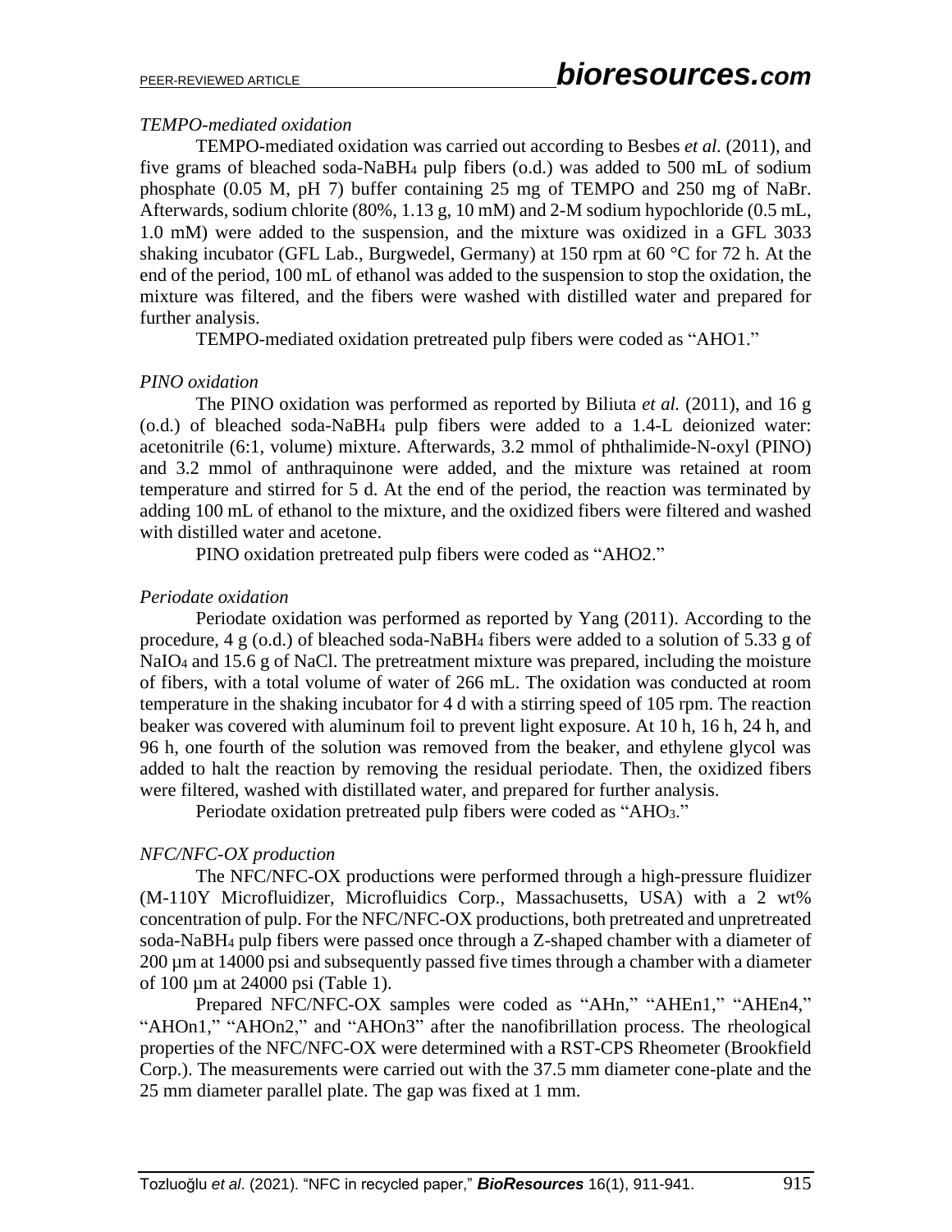*TEMPO-mediated oxidation*

TEMPO-mediated oxidation was carried out according to Besbes *et al.* (2011), and five grams of bleached soda-$NaBH_4$ pulp fibers (o.d.) was added to 500 mL of sodium phosphate (0.05 M, pH 7) buffer containing 25 mg of TEMPO and 250 mg of NaBr. Afterwards, sodium chlorite (80%, 1.13 g, 10 mM) and 2-M sodium hypochloride (0.5 mL, 1.0 mM) were added to the suspension, and the mixture was oxidized in a GFL 3033 shaking incubator (GFL Lab., Burgwedel, Germany) at 150 rpm at 60 °C for 72 h. At the end of the period, 100 mL of ethanol was added to the suspension to stop the oxidation, the mixture was filtered, and the fibers were washed with distilled water and prepared for further analysis.

TEMPO-mediated oxidation pretreated pulp fibers were coded as "AHO1."

*PINO oxidation*

The PINO oxidation was performed as reported by Biliuta *et al.* (2011), and 16 g (o.d.) of bleached soda-$NaBH_4$ pulp fibers were added to a 1.4-L deionized water: acetonitrile (6:1, volume) mixture. Afterwards, 3.2 mmol of phthalimide-N-oxyl (PINO) and 3.2 mmol of anthraquinone were added, and the mixture was retained at room temperature and stirred for 5 d. At the end of the period, the reaction was terminated by adding 100 mL of ethanol to the mixture, and the oxidized fibers were filtered and washed with distilled water and acetone.

PINO oxidation pretreated pulp fibers were coded as "AHO2."

*Periodate oxidation*

Periodate oxidation was performed as reported by Yang (2011). According to the procedure, 4 g (o.d.) of bleached soda-$NaBH_4$ fibers were added to a solution of 5.33 g of $NaIO_4$ and 15.6 g of NaCl. The pretreatment mixture was prepared, including the moisture of fibers, with a total volume of water of 266 mL. The oxidation was conducted at room temperature in the shaking incubator for 4 d with a stirring speed of 105 rpm. The reaction beaker was covered with aluminum foil to prevent light exposure. At 10 h, 16 h, 24 h, and 96 h, one fourth of the solution was removed from the beaker, and ethylene glycol was added to halt the reaction by removing the residual periodate. Then, the oxidized fibers were filtered, washed with distillated water, and prepared for further analysis.

Periodate oxidation pretreated pulp fibers were coded as "$AHO_3$."

*NFC/NFC-OX production*

The NFC/NFC-OX productions were performed through a high-pressure fluidizer (M-110Y Microfluidizer, Microfluidics Corp., Massachusetts, USA) with a 2 wt% concentration of pulp. For the NFC/NFC-OX productions, both pretreated and unpretreated soda-$NaBH_4$ pulp fibers were passed once through a Z-shaped chamber with a diameter of 200 µm at 14000 psi and subsequently passed five times through a chamber with a diameter of 100 µm at 24000 psi (Table 1).

Prepared NFC/NFC-OX samples were coded as "AHn," "AHEn1," "AHEn4," "AHOn1," "AHOn2," and "AHOn3" after the nanofibrillation process. The rheological properties of the NFC/NFC-OX were determined with a RST-CPS Rheometer (Brookfield Corp.). The measurements were carried out with the 37.5 mm diameter cone-plate and the 25 mm diameter parallel plate. The gap was fixed at 1 mm.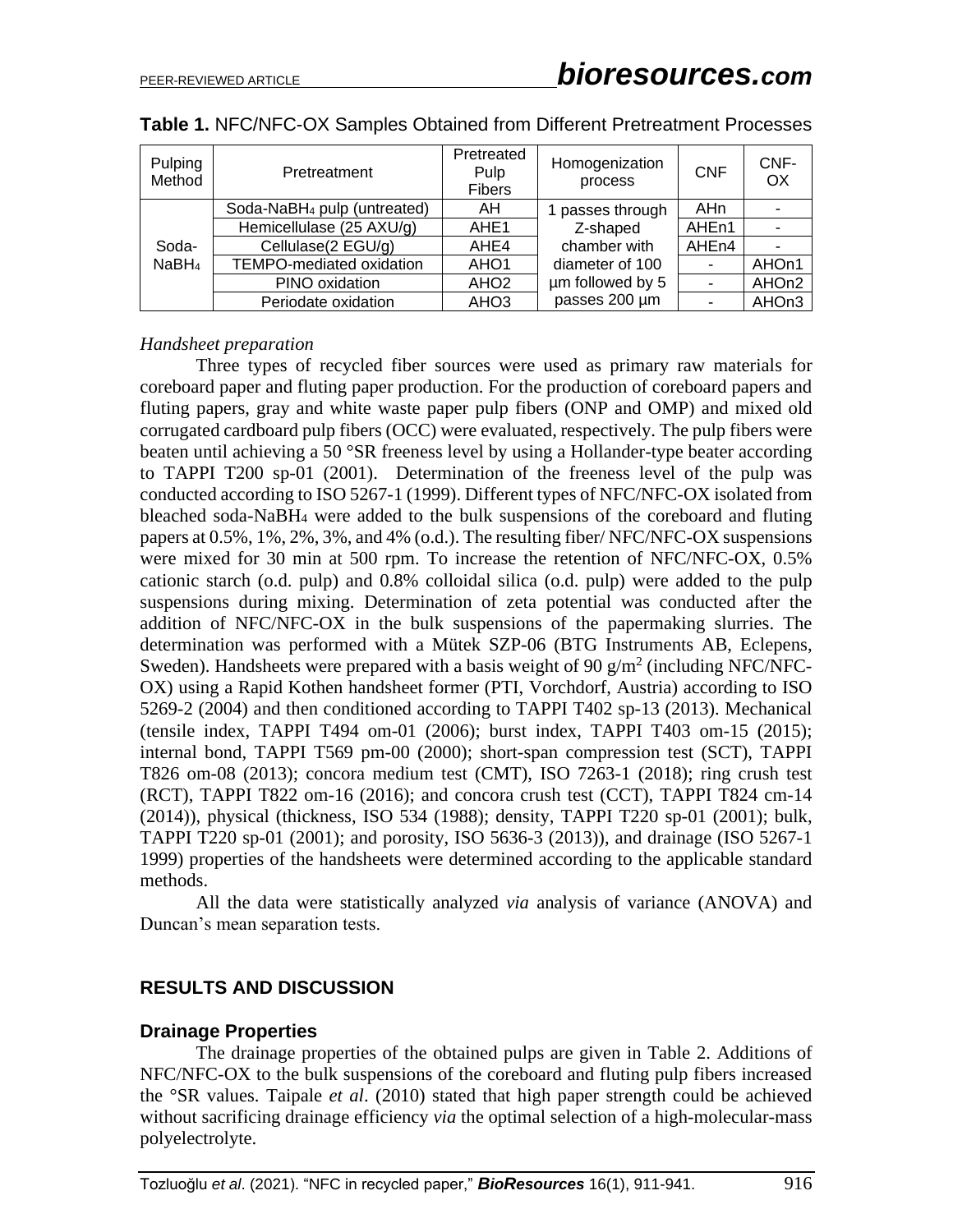**Table 1.** NFC/NFC-OX Samples Obtained from Different Pretreatment Processes

| Pulping Method | Pretreatment | Pretreated Pulp Fibers | Homogenization process | CNF | CNF-OX |
|---|---|---|---|---|---|
| Soda-$NaBH_4$ | Soda-$NaBH_4$ pulp (untreated) | AH | 1 passes through Z-shaped chamber with diameter of 100 µm followed by 5 passes 200 µm | AHn | - |
| | Hemicellulase (25 AXU/g) | AHE1 | | AHEn1 | - |
| | Cellulase(2 EGU/g) | AHE4 | | AHEn4 | - |
| | TEMPO-mediated oxidation | AHO1 | | - | AHOn1 |
| | PINO oxidation | AHO2 | | - | AHOn2 |
| | Periodate oxidation | AHO3 | | - | AHOn3 |

*Handsheet preparation*

Three types of recycled fiber sources were used as primary raw materials for coreboard paper and fluting paper production. For the production of coreboard papers and fluting papers, gray and white waste paper pulp fibers (ONP and OMP) and mixed old corrugated cardboard pulp fibers (OCC) were evaluated, respectively. The pulp fibers were beaten until achieving a 50 °SR freeness level by using a Hollander-type beater according to TAPPI T200 sp-01 (2001). Determination of the freeness level of the pulp was conducted according to ISO 5267-1 (1999). Different types of NFC/NFC-OX isolated from bleached soda-$NaBH_4$ were added to the bulk suspensions of the coreboard and fluting papers at 0.5%, 1%, 2%, 3%, and 4% (o.d.). The resulting fiber/ NFC/NFC-OX suspensions were mixed for 30 min at 500 rpm. To increase the retention of NFC/NFC-OX, 0.5% cationic starch (o.d. pulp) and 0.8% colloidal silica (o.d. pulp) were added to the pulp suspensions during mixing. Determination of zeta potential was conducted after the addition of NFC/NFC-OX in the bulk suspensions of the papermaking slurries. The determination was performed with a Mütek SZP-06 (BTG Instruments AB, Eclepens, Sweden). Handsheets were prepared with a basis weight of 90 g/m$^2$ (including NFC/NFC-OX) using a Rapid Kothen handsheet former (PTI, Vorchdorf, Austria) according to ISO 5269-2 (2004) and then conditioned according to TAPPI T402 sp-13 (2013). Mechanical (tensile index, TAPPI T494 om-01 (2006); burst index, TAPPI T403 om-15 (2015); internal bond, TAPPI T569 pm-00 (2000); short-span compression test (SCT), TAPPI T826 om-08 (2013); concora medium test (CMT), ISO 7263-1 (2018); ring crush test (RCT), TAPPI T822 om-16 (2016); and concora crush test (CCT), TAPPI T824 cm-14 (2014)), physical (thickness, ISO 534 (1988); density, TAPPI T220 sp-01 (2001); bulk, TAPPI T220 sp-01 (2001); and porosity, ISO 5636-3 (2013)), and drainage (ISO 5267-1 1999) properties of the handsheets were determined according to the applicable standard methods.

All the data were statistically analyzed *via* analysis of variance (ANOVA) and Duncan's mean separation tests.

## RESULTS AND DISCUSSION

### Drainage Properties

The drainage properties of the obtained pulps are given in Table 2. Additions of NFC/NFC-OX to the bulk suspensions of the coreboard and fluting pulp fibers increased the °SR values. Taipale *et al*. (2010) stated that high paper strength could be achieved without sacrificing drainage efficiency *via* the optimal selection of a high-molecular-mass polyelectrolyte.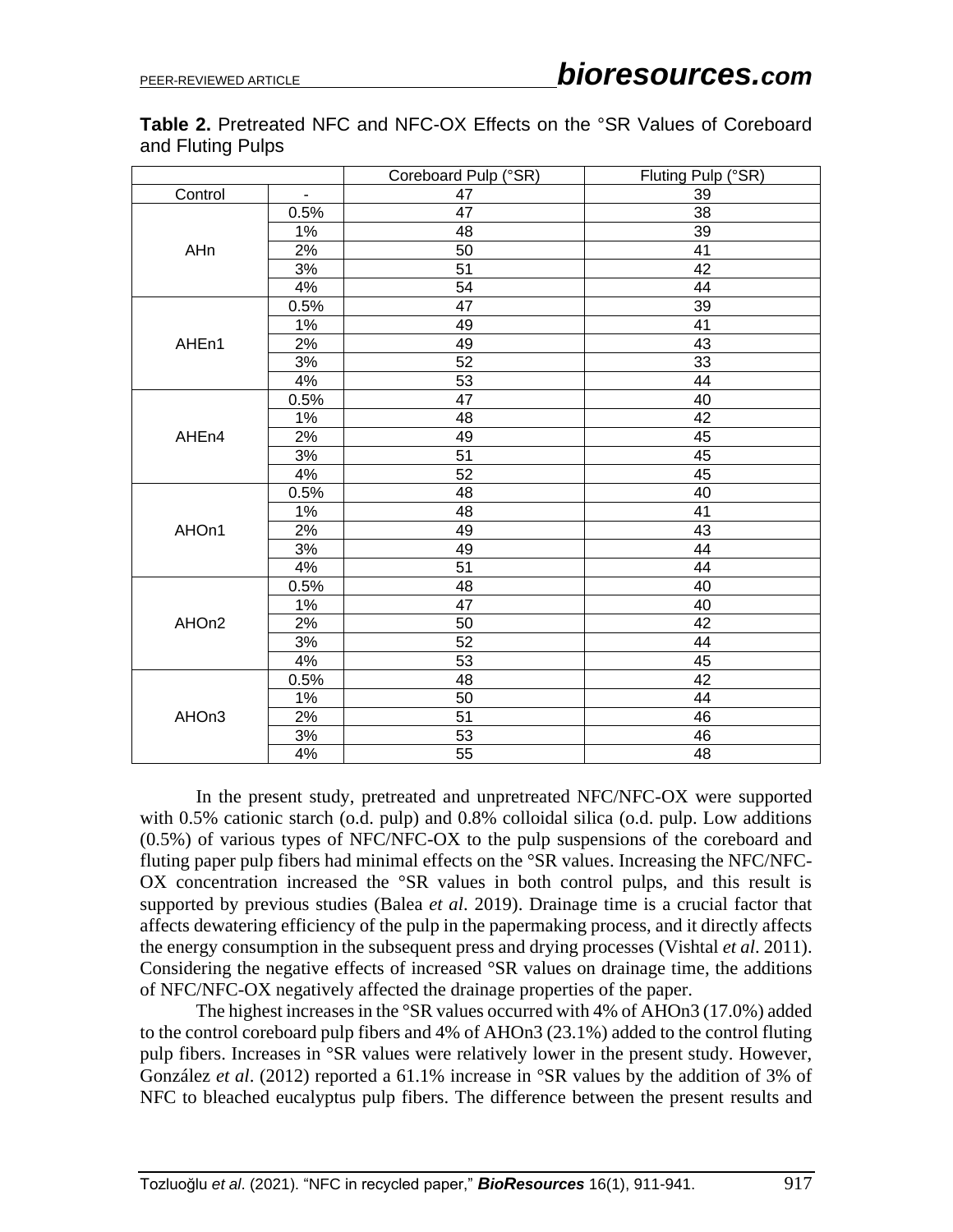**Table 2.** Pretreated NFC and NFC-OX Effects on the °SR Values of Coreboard and Fluting Pulps

| | | Coreboard Pulp (°SR) | Fluting Pulp (°SR) |
|---|---|---|---|
| Control | - | 47 | 39 |
| AHn | 0.5% | 47 | 38 |
| | 1% | 48 | 39 |
| | 2% | 50 | 41 |
| | 3% | 51 | 42 |
| | 4% | 54 | 44 |
| AHEn1 | 0.5% | 47 | 39 |
| | 1% | 49 | 41 |
| | 2% | 49 | 43 |
| | 3% | 52 | 33 |
| | 4% | 53 | 44 |
| AHEn4 | 0.5% | 47 | 40 |
| | 1% | 48 | 42 |
| | 2% | 49 | 45 |
| | 3% | 51 | 45 |
| | 4% | 52 | 45 |
| AHOn1 | 0.5% | 48 | 40 |
| | 1% | 48 | 41 |
| | 2% | 49 | 43 |
| | 3% | 49 | 44 |
| | 4% | 51 | 44 |
| AHOn2 | 0.5% | 48 | 40 |
| | 1% | 47 | 40 |
| | 2% | 50 | 42 |
| | 3% | 52 | 44 |
| | 4% | 53 | 45 |
| AHOn3 | 0.5% | 48 | 42 |
| | 1% | 50 | 44 |
| | 2% | 51 | 46 |
| | 3% | 53 | 46 |
| | 4% | 55 | 48 |

In the present study, pretreated and unpretreated NFC/NFC-OX were supported with 0.5% cationic starch (o.d. pulp) and 0.8% colloidal silica (o.d. pulp. Low additions (0.5%) of various types of NFC/NFC-OX to the pulp suspensions of the coreboard and fluting paper pulp fibers had minimal effects on the °SR values. Increasing the NFC/NFC-OX concentration increased the °SR values in both control pulps, and this result is supported by previous studies (Balea *et al*. 2019). Drainage time is a crucial factor that affects dewatering efficiency of the pulp in the papermaking process, and it directly affects the energy consumption in the subsequent press and drying processes (Vishtal *et al*. 2011). Considering the negative effects of increased °SR values on drainage time, the additions of NFC/NFC-OX negatively affected the drainage properties of the paper.

The highest increases in the °SR values occurred with 4% of AHOn3 (17.0%) added to the control coreboard pulp fibers and 4% of AHOn3 (23.1%) added to the control fluting pulp fibers. Increases in °SR values were relatively lower in the present study. However, González *et al*. (2012) reported a 61.1% increase in °SR values by the addition of 3% of NFC to bleached eucalyptus pulp fibers. The difference between the present results and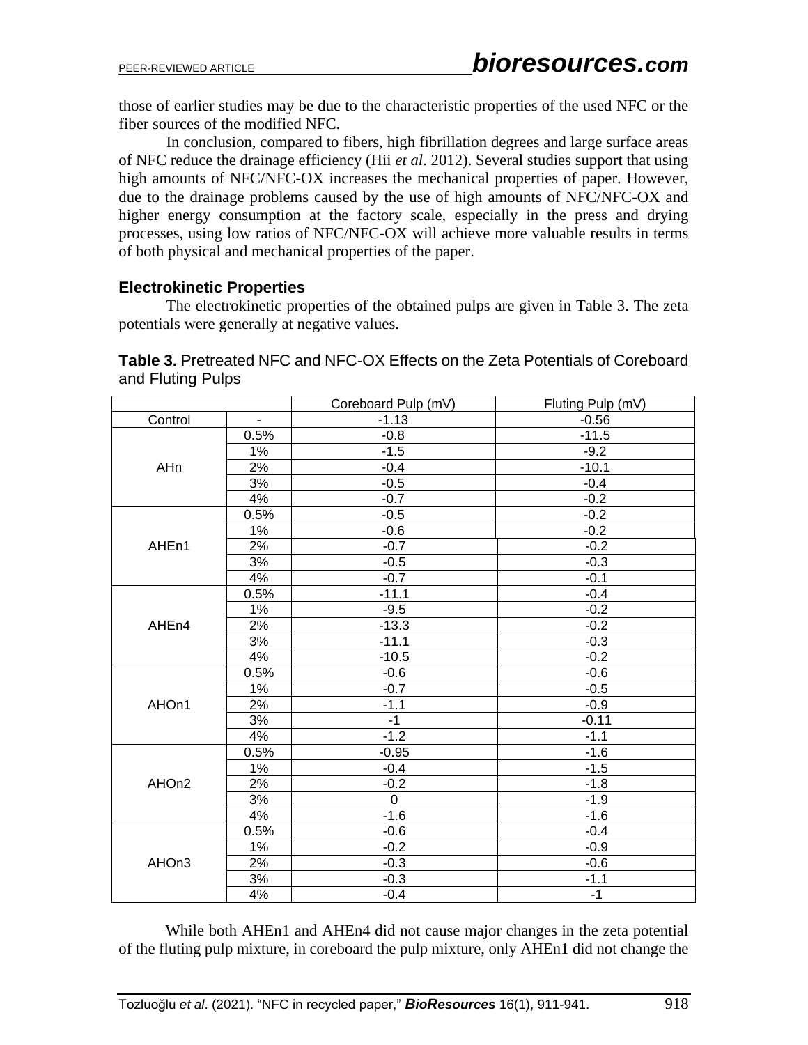those of earlier studies may be due to the characteristic properties of the used NFC or the fiber sources of the modified NFC.

In conclusion, compared to fibers, high fibrillation degrees and large surface areas of NFC reduce the drainage efficiency (Hii *et al*. 2012). Several studies support that using high amounts of NFC/NFC-OX increases the mechanical properties of paper. However, due to the drainage problems caused by the use of high amounts of NFC/NFC-OX and higher energy consumption at the factory scale, especially in the press and drying processes, using low ratios of NFC/NFC-OX will achieve more valuable results in terms of both physical and mechanical properties of the paper.

### Electrokinetic Properties

The electrokinetic properties of the obtained pulps are given in Table 3. The zeta potentials were generally at negative values.

**Table 3.** Pretreated NFC and NFC-OX Effects on the Zeta Potentials of Coreboard and Fluting Pulps

| | | Coreboard Pulp (mV) | Fluting Pulp (mV) |
|---|---|---|---|
| Control | - | -1.13 | -0.56 |
| AHn | 0.5% | -0.8 | -11.5 |
| | 1% | -1.5 | -9.2 |
| | 2% | -0.4 | -10.1 |
| | 3% | -0.5 | -0.4 |
| | 4% | -0.7 | -0.2 |
| AHEn1 | 0.5% | -0.5 | -0.2 |
| | 1% | -0.6 | -0.2 |
| | 2% | -0.7 | -0.2 |
| | 3% | -0.5 | -0.3 |
| | 4% | -0.7 | -0.1 |
| AHEn4 | 0.5% | -11.1 | -0.4 |
| | 1% | -9.5 | -0.2 |
| | 2% | -13.3 | -0.2 |
| | 3% | -11.1 | -0.3 |
| | 4% | -10.5 | -0.2 |
| AHOn1 | 0.5% | -0.6 | -0.6 |
| | 1% | -0.7 | -0.5 |
| | 2% | -1.1 | -0.9 |
| | 3% | -1 | -0.11 |
| | 4% | -1.2 | -1.1 |
| AHOn2 | 0.5% | -0.95 | -1.6 |
| | 1% | -0.4 | -1.5 |
| | 2% | -0.2 | -1.8 |
| | 3% | 0 | -1.9 |
| | 4% | -1.6 | -1.6 |
| AHOn3 | 0.5% | -0.6 | -0.4 |
| | 1% | -0.2 | -0.9 |
| | 2% | -0.3 | -0.6 |
| | 3% | -0.3 | -1.1 |
| | 4% | -0.4 | -1 |

While both AHEn1 and AHEn4 did not cause major changes in the zeta potential of the fluting pulp mixture, in coreboard the pulp mixture, only AHEn1 did not change the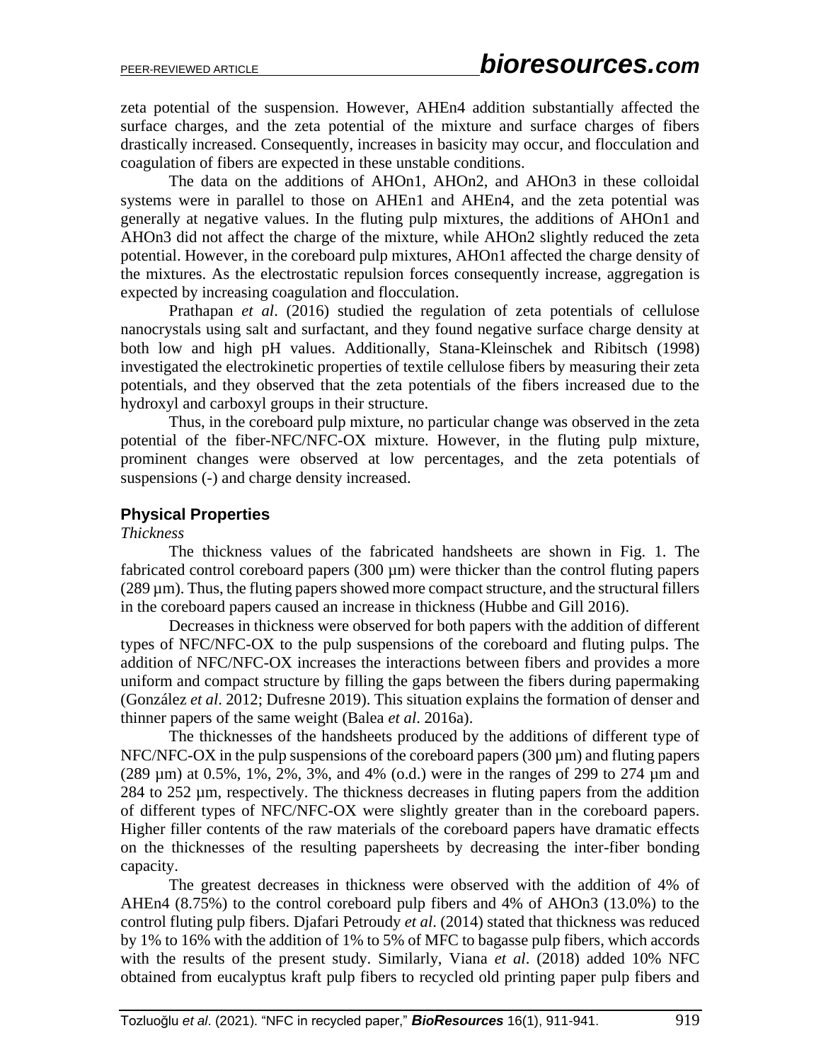zeta potential of the suspension. However, AHEn4 addition substantially affected the surface charges, and the zeta potential of the mixture and surface charges of fibers drastically increased. Consequently, increases in basicity may occur, and flocculation and coagulation of fibers are expected in these unstable conditions.

The data on the additions of AHOn1, AHOn2, and AHOn3 in these colloidal systems were in parallel to those on AHEn1 and AHEn4, and the zeta potential was generally at negative values. In the fluting pulp mixtures, the additions of AHOn1 and AHOn3 did not affect the charge of the mixture, while AHOn2 slightly reduced the zeta potential. However, in the coreboard pulp mixtures, AHOn1 affected the charge density of the mixtures. As the electrostatic repulsion forces consequently increase, aggregation is expected by increasing coagulation and flocculation.

Prathapan *et al*. (2016) studied the regulation of zeta potentials of cellulose nanocrystals using salt and surfactant, and they found negative surface charge density at both low and high pH values. Additionally, Stana-Kleinschek and Ribitsch (1998) investigated the electrokinetic properties of textile cellulose fibers by measuring their zeta potentials, and they observed that the zeta potentials of the fibers increased due to the hydroxyl and carboxyl groups in their structure.

Thus, in the coreboard pulp mixture, no particular change was observed in the zeta potential of the fiber-NFC/NFC-OX mixture. However, in the fluting pulp mixture, prominent changes were observed at low percentages, and the zeta potentials of suspensions (-) and charge density increased.

## Physical Properties

*Thickness*

The thickness values of the fabricated handsheets are shown in Fig. 1. The fabricated control coreboard papers (300 µm) were thicker than the control fluting papers (289 µm). Thus, the fluting papers showed more compact structure, and the structural fillers in the coreboard papers caused an increase in thickness (Hubbe and Gill 2016).

Decreases in thickness were observed for both papers with the addition of different types of NFC/NFC-OX to the pulp suspensions of the coreboard and fluting pulps. The addition of NFC/NFC-OX increases the interactions between fibers and provides a more uniform and compact structure by filling the gaps between the fibers during papermaking (González *et al*. 2012; Dufresne 2019). This situation explains the formation of denser and thinner papers of the same weight (Balea *et al*. 2016a).

The thicknesses of the handsheets produced by the additions of different type of NFC/NFC-OX in the pulp suspensions of the coreboard papers (300 µm) and fluting papers (289 µm) at 0.5%, 1%, 2%, 3%, and 4% (o.d.) were in the ranges of 299 to 274 µm and 284 to 252 µm, respectively. The thickness decreases in fluting papers from the addition of different types of NFC/NFC-OX were slightly greater than in the coreboard papers. Higher filler contents of the raw materials of the coreboard papers have dramatic effects on the thicknesses of the resulting papersheets by decreasing the inter-fiber bonding capacity.

The greatest decreases in thickness were observed with the addition of 4% of AHEn4 (8.75%) to the control coreboard pulp fibers and 4% of AHOn3 (13.0%) to the control fluting pulp fibers. Djafari Petroudy *et al*. (2014) stated that thickness was reduced by 1% to 16% with the addition of 1% to 5% of MFC to bagasse pulp fibers, which accords with the results of the present study. Similarly, Viana *et al*. (2018) added 10% NFC obtained from eucalyptus kraft pulp fibers to recycled old printing paper pulp fibers and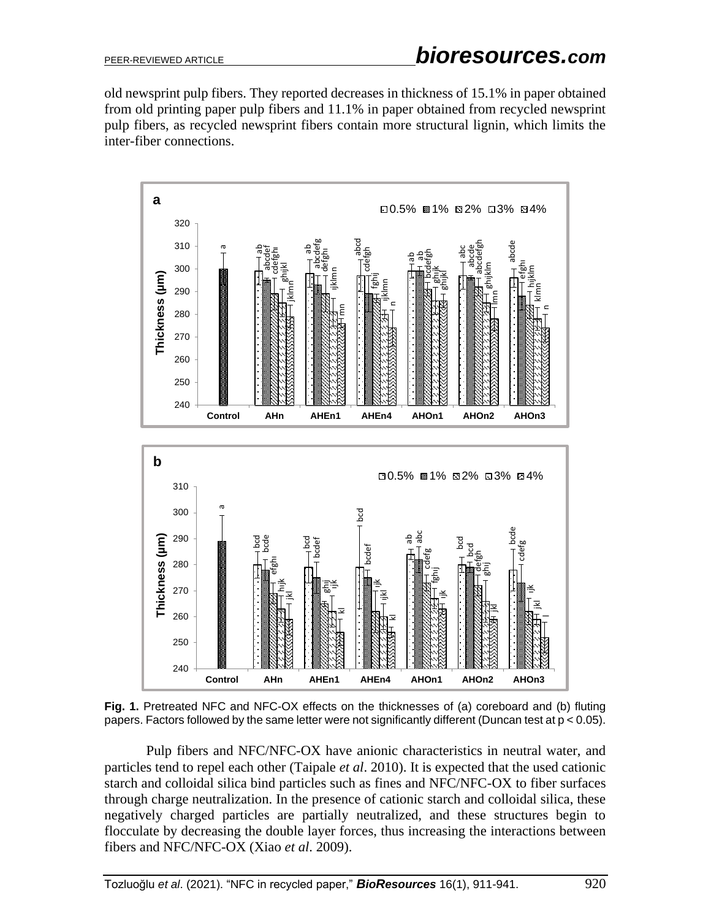old newsprint pulp fibers. They reported decreases in thickness of 15.1% in paper obtained from old printing paper pulp fibers and 11.1% in paper obtained from recycled newsprint pulp fibers, as recycled newsprint fibers contain more structural lignin, which limits the inter-fiber connections.

**Fig. 1.** Pretreated NFC and NFC-OX effects on the thicknesses of (a) coreboard and (b) fluting papers. Factors followed by the same letter were not significantly different (Duncan test at $p < 0.05$).

Pulp fibers and NFC/NFC-OX have anionic characteristics in neutral water, and particles tend to repel each other (Taipale *et al*. 2010). It is expected that the used cationic starch and colloidal silica bind particles such as fines and NFC/NFC-OX to fiber surfaces through charge neutralization. In the presence of cationic starch and colloidal silica, these negatively charged particles are partially neutralized, and these structures begin to flocculate by decreasing the double layer forces, thus increasing the interactions between fibers and NFC/NFC-OX (Xiao *et al*. 2009).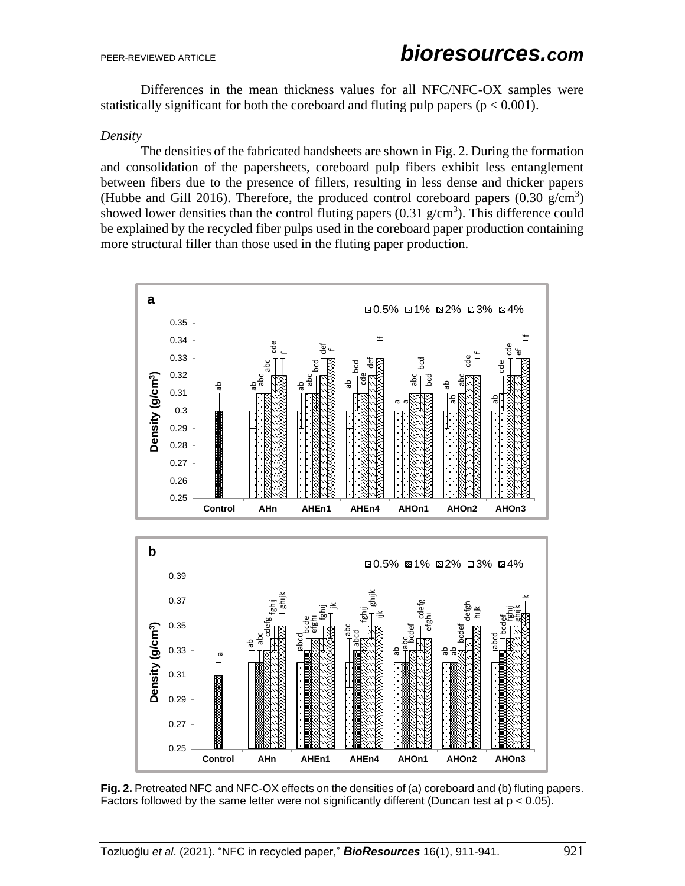Differences in the mean thickness values for all NFC/NFC-OX samples were statistically significant for both the coreboard and fluting pulp papers ($p < 0.001$).

*Density*

The densities of the fabricated handsheets are shown in Fig. 2. During the formation and consolidation of the papersheets, coreboard pulp fibers exhibit less entanglement between fibers due to the presence of fillers, resulting in less dense and thicker papers (Hubbe and Gill 2016). Therefore, the produced control coreboard papers (0.30 g/cm$^3$) showed lower densities than the control fluting papers (0.31 g/cm$^3$). This difference could be explained by the recycled fiber pulps used in the coreboard paper production containing more structural filler than those used in the fluting paper production.

**Fig. 2.** Pretreated NFC and NFC-OX effects on the densities of (a) coreboard and (b) fluting papers. Factors followed by the same letter were not significantly different (Duncan test at $p < 0.05$).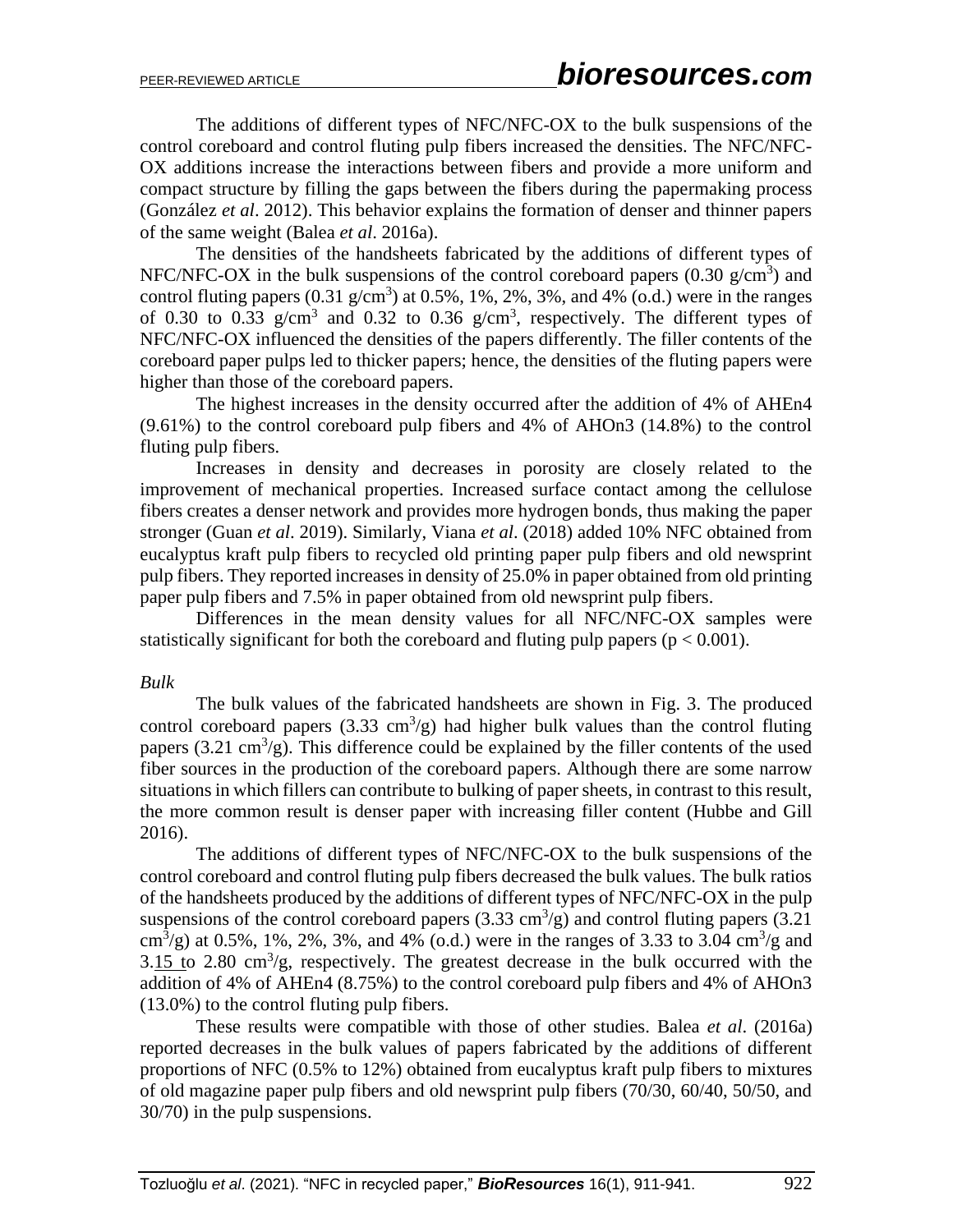The additions of different types of NFC/NFC-OX to the bulk suspensions of the control coreboard and control fluting pulp fibers increased the densities. The NFC/NFC-OX additions increase the interactions between fibers and provide a more uniform and compact structure by filling the gaps between the fibers during the papermaking process (González *et al*. 2012). This behavior explains the formation of denser and thinner papers of the same weight (Balea *et al*. 2016a).

The densities of the handsheets fabricated by the additions of different types of NFC/NFC-OX in the bulk suspensions of the control coreboard papers (0.30 $g/cm^3$) and control fluting papers (0.31 $g/cm^3$) at 0.5%, 1%, 2%, 3%, and 4% (o.d.) were in the ranges of 0.30 to 0.33 $g/cm^3$ and 0.32 to 0.36 $g/cm^3$, respectively. The different types of NFC/NFC-OX influenced the densities of the papers differently. The filler contents of the coreboard paper pulps led to thicker papers; hence, the densities of the fluting papers were higher than those of the coreboard papers.

The highest increases in the density occurred after the addition of 4% of AHEn4 (9.61%) to the control coreboard pulp fibers and 4% of AHOn3 (14.8%) to the control fluting pulp fibers.

Increases in density and decreases in porosity are closely related to the improvement of mechanical properties. Increased surface contact among the cellulose fibers creates a denser network and provides more hydrogen bonds, thus making the paper stronger (Guan *et al*. 2019). Similarly, Viana *et al*. (2018) added 10% NFC obtained from eucalyptus kraft pulp fibers to recycled old printing paper pulp fibers and old newsprint pulp fibers. They reported increases in density of 25.0% in paper obtained from old printing paper pulp fibers and 7.5% in paper obtained from old newsprint pulp fibers.

Differences in the mean density values for all NFC/NFC-OX samples were statistically significant for both the coreboard and fluting pulp papers ($p < 0.001$).

*Bulk*

The bulk values of the fabricated handsheets are shown in Fig. 3. The produced control coreboard papers (3.33 $cm^3/g$) had higher bulk values than the control fluting papers (3.21 $cm^3/g$). This difference could be explained by the filler contents of the used fiber sources in the production of the coreboard papers. Although there are some narrow situations in which fillers can contribute to bulking of paper sheets, in contrast to this result, the more common result is denser paper with increasing filler content (Hubbe and Gill 2016).

The additions of different types of NFC/NFC-OX to the bulk suspensions of the control coreboard and control fluting pulp fibers decreased the bulk values. The bulk ratios of the handsheets produced by the additions of different types of NFC/NFC-OX in the pulp suspensions of the control coreboard papers (3.33 $cm^3/g$) and control fluting papers (3.21 $cm^3/g$) at 0.5%, 1%, 2%, 3%, and 4% (o.d.) were in the ranges of 3.33 to 3.04 $cm^3/g$ and 3.15 to 2.80 $cm^3/g$, respectively. The greatest decrease in the bulk occurred with the addition of 4% of AHEn4 (8.75%) to the control coreboard pulp fibers and 4% of AHOn3 (13.0%) to the control fluting pulp fibers.

These results were compatible with those of other studies. Balea *et al*. (2016a) reported decreases in the bulk values of papers fabricated by the additions of different proportions of NFC (0.5% to 12%) obtained from eucalyptus kraft pulp fibers to mixtures of old magazine paper pulp fibers and old newsprint pulp fibers (70/30, 60/40, 50/50, and 30/70) in the pulp suspensions.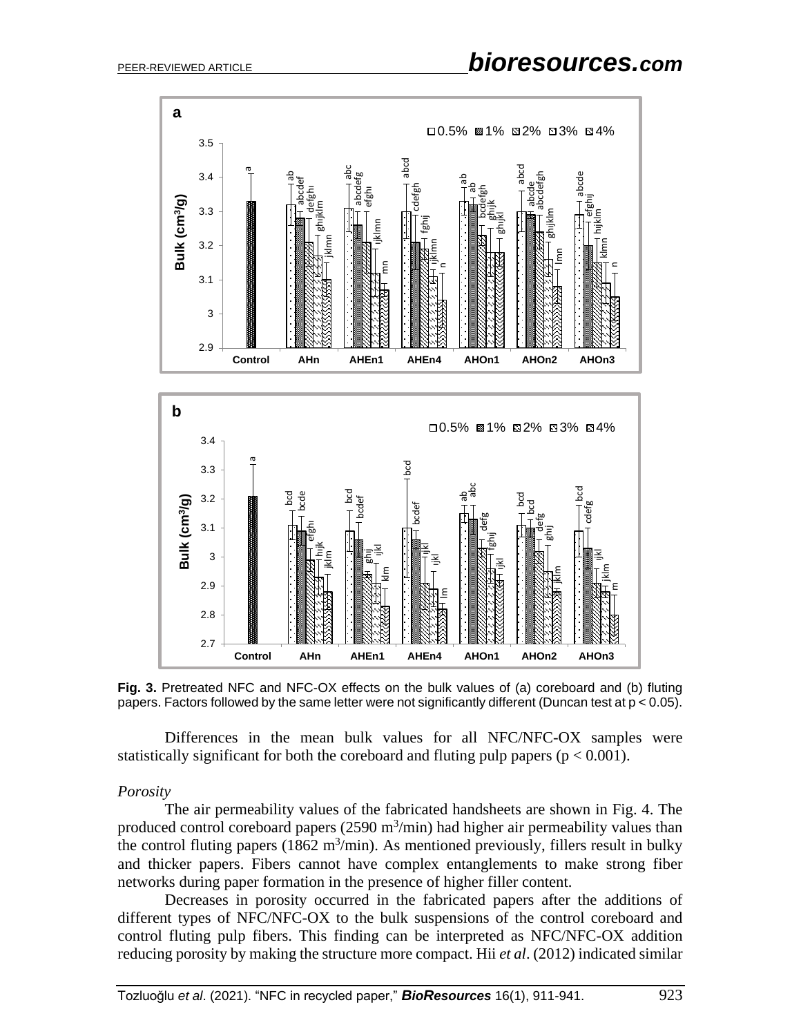**Fig. 3.** Pretreated NFC and NFC-OX effects on the bulk values of (a) coreboard and (b) fluting papers. Factors followed by the same letter were not significantly different (Duncan test at $p < 0.05$).

Differences in the mean bulk values for all NFC/NFC-OX samples were statistically significant for both the coreboard and fluting pulp papers ($p < 0.001$).

*Porosity*

The air permeability values of the fabricated handsheets are shown in Fig. 4. The produced control coreboard papers (2590 $m^3$/min) had higher air permeability values than the control fluting papers (1862 $m^3$/min). As mentioned previously, fillers result in bulky and thicker papers. Fibers cannot have complex entanglements to make strong fiber networks during paper formation in the presence of higher filler content.

Decreases in porosity occurred in the fabricated papers after the additions of different types of NFC/NFC-OX to the bulk suspensions of the control coreboard and control fluting pulp fibers. This finding can be interpreted as NFC/NFC-OX addition reducing porosity by making the structure more compact. Hii *et al*. (2012) indicated similar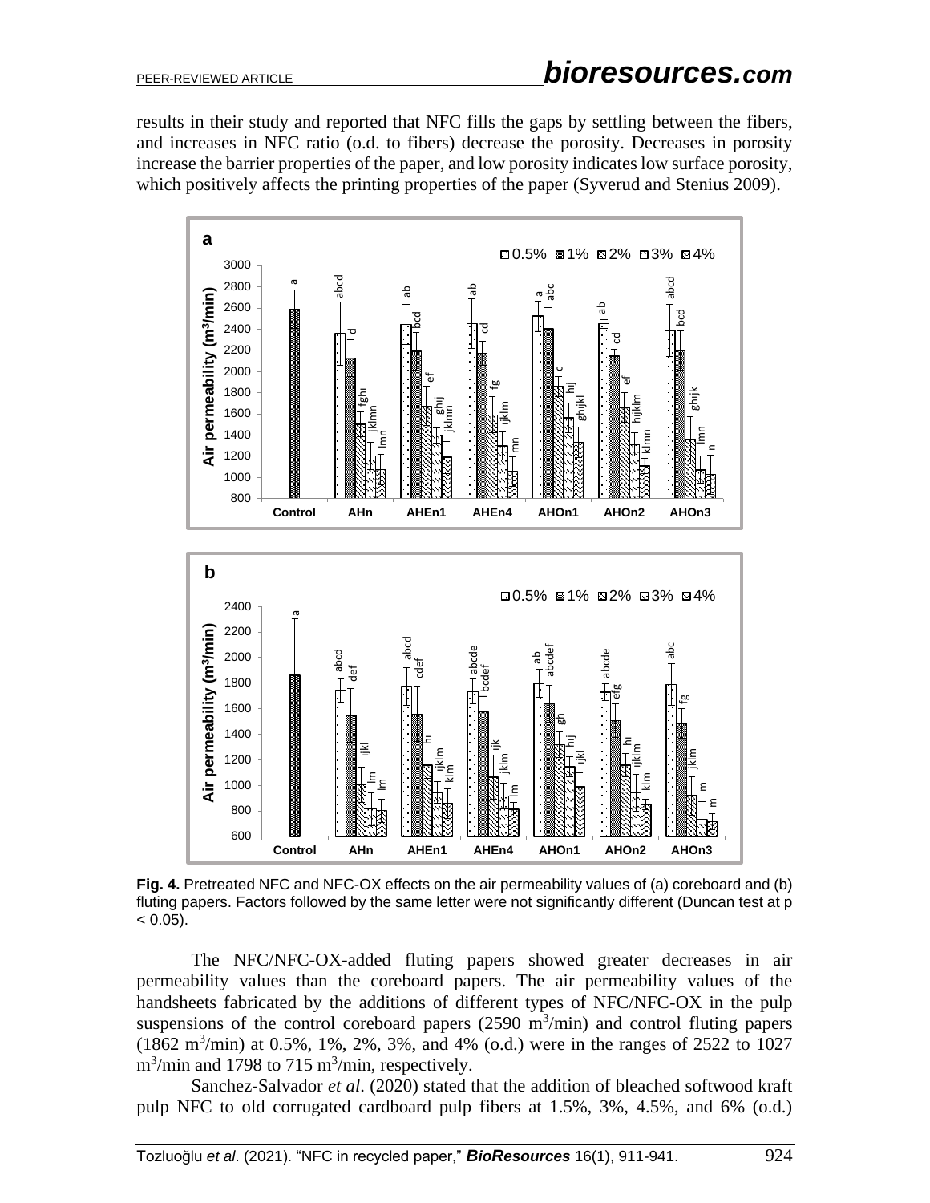results in their study and reported that NFC fills the gaps by settling between the fibers, and increases in NFC ratio (o.d. to fibers) decrease the porosity. Decreases in porosity increase the barrier properties of the paper, and low porosity indicates low surface porosity, which positively affects the printing properties of the paper (Syverud and Stenius 2009).

**Fig. 4.** Pretreated NFC and NFC-OX effects on the air permeability values of (a) coreboard and (b) fluting papers. Factors followed by the same letter were not significantly different (Duncan test at p < 0.05).

The NFC/NFC-OX-added fluting papers showed greater decreases in air permeability values than the coreboard papers. The air permeability values of the handsheets fabricated by the additions of different types of NFC/NFC-OX in the pulp suspensions of the control coreboard papers (2590 $m^3$/min) and control fluting papers (1862 $m^3$/min) at 0.5%, 1%, 2%, 3%, and 4% (o.d.) were in the ranges of 2522 to 1027 $m^3$/min and 1798 to 715 $m^3$/min, respectively.

Sanchez-Salvador *et al*. (2020) stated that the addition of bleached softwood kraft pulp NFC to old corrugated cardboard pulp fibers at 1.5%, 3%, 4.5%, and 6% (o.d.)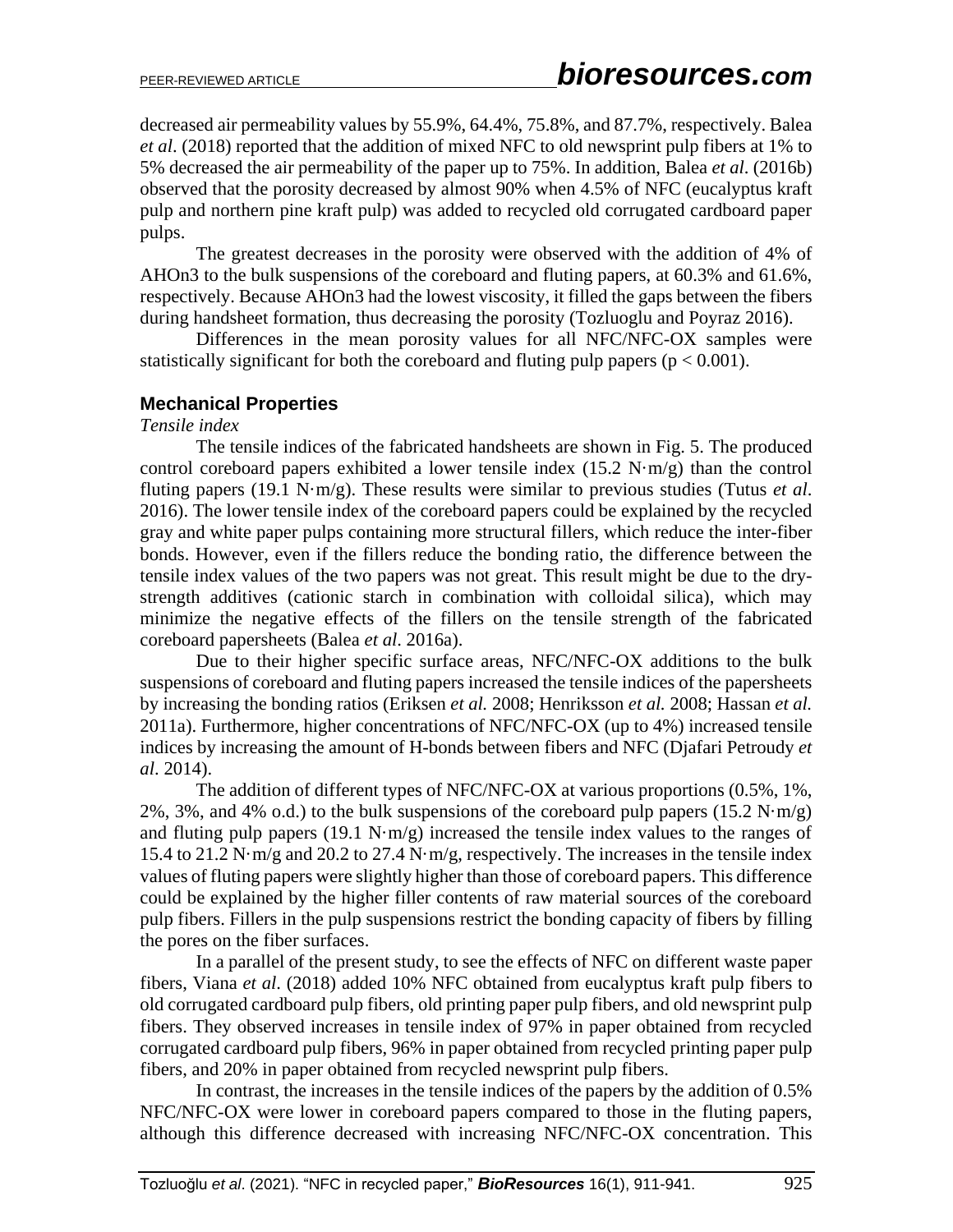decreased air permeability values by 55.9%, 64.4%, 75.8%, and 87.7%, respectively. Balea *et al*. (2018) reported that the addition of mixed NFC to old newsprint pulp fibers at 1% to 5% decreased the air permeability of the paper up to 75%. In addition, Balea *et al*. (2016b) observed that the porosity decreased by almost 90% when 4.5% of NFC (eucalyptus kraft pulp and northern pine kraft pulp) was added to recycled old corrugated cardboard paper pulps.

The greatest decreases in the porosity were observed with the addition of 4% of AHOn3 to the bulk suspensions of the coreboard and fluting papers, at 60.3% and 61.6%, respectively. Because AHOn3 had the lowest viscosity, it filled the gaps between the fibers during handsheet formation, thus decreasing the porosity (Tozluoglu and Poyraz 2016).

Differences in the mean porosity values for all NFC/NFC-OX samples were statistically significant for both the coreboard and fluting pulp papers ($p < 0.001$).

### Mechanical Properties

*Tensile index*

The tensile indices of the fabricated handsheets are shown in Fig. 5. The produced control coreboard papers exhibited a lower tensile index (15.2 N·m/g) than the control fluting papers (19.1 N·m/g). These results were similar to previous studies (Tutus *et al*. 2016). The lower tensile index of the coreboard papers could be explained by the recycled gray and white paper pulps containing more structural fillers, which reduce the inter-fiber bonds. However, even if the fillers reduce the bonding ratio, the difference between the tensile index values of the two papers was not great. This result might be due to the dry-strength additives (cationic starch in combination with colloidal silica), which may minimize the negative effects of the fillers on the tensile strength of the fabricated coreboard papersheets (Balea *et al*. 2016a).

Due to their higher specific surface areas, NFC/NFC-OX additions to the bulk suspensions of coreboard and fluting papers increased the tensile indices of the papersheets by increasing the bonding ratios (Eriksen *et al.* 2008; Henriksson *et al.* 2008; Hassan *et al.* 2011a). Furthermore, higher concentrations of NFC/NFC-OX (up to 4%) increased tensile indices by increasing the amount of H-bonds between fibers and NFC (Djafari Petroudy *et al*. 2014).

The addition of different types of NFC/NFC-OX at various proportions (0.5%, 1%, 2%, 3%, and 4% o.d.) to the bulk suspensions of the coreboard pulp papers (15.2 N·m/g) and fluting pulp papers (19.1 N·m/g) increased the tensile index values to the ranges of 15.4 to 21.2 N·m/g and 20.2 to 27.4 N·m/g, respectively. The increases in the tensile index values of fluting papers were slightly higher than those of coreboard papers. This difference could be explained by the higher filler contents of raw material sources of the coreboard pulp fibers. Fillers in the pulp suspensions restrict the bonding capacity of fibers by filling the pores on the fiber surfaces.

In a parallel of the present study, to see the effects of NFC on different waste paper fibers, Viana *et al*. (2018) added 10% NFC obtained from eucalyptus kraft pulp fibers to old corrugated cardboard pulp fibers, old printing paper pulp fibers, and old newsprint pulp fibers. They observed increases in tensile index of 97% in paper obtained from recycled corrugated cardboard pulp fibers, 96% in paper obtained from recycled printing paper pulp fibers, and 20% in paper obtained from recycled newsprint pulp fibers.

In contrast, the increases in the tensile indices of the papers by the addition of 0.5% NFC/NFC-OX were lower in coreboard papers compared to those in the fluting papers, although this difference decreased with increasing NFC/NFC-OX concentration. This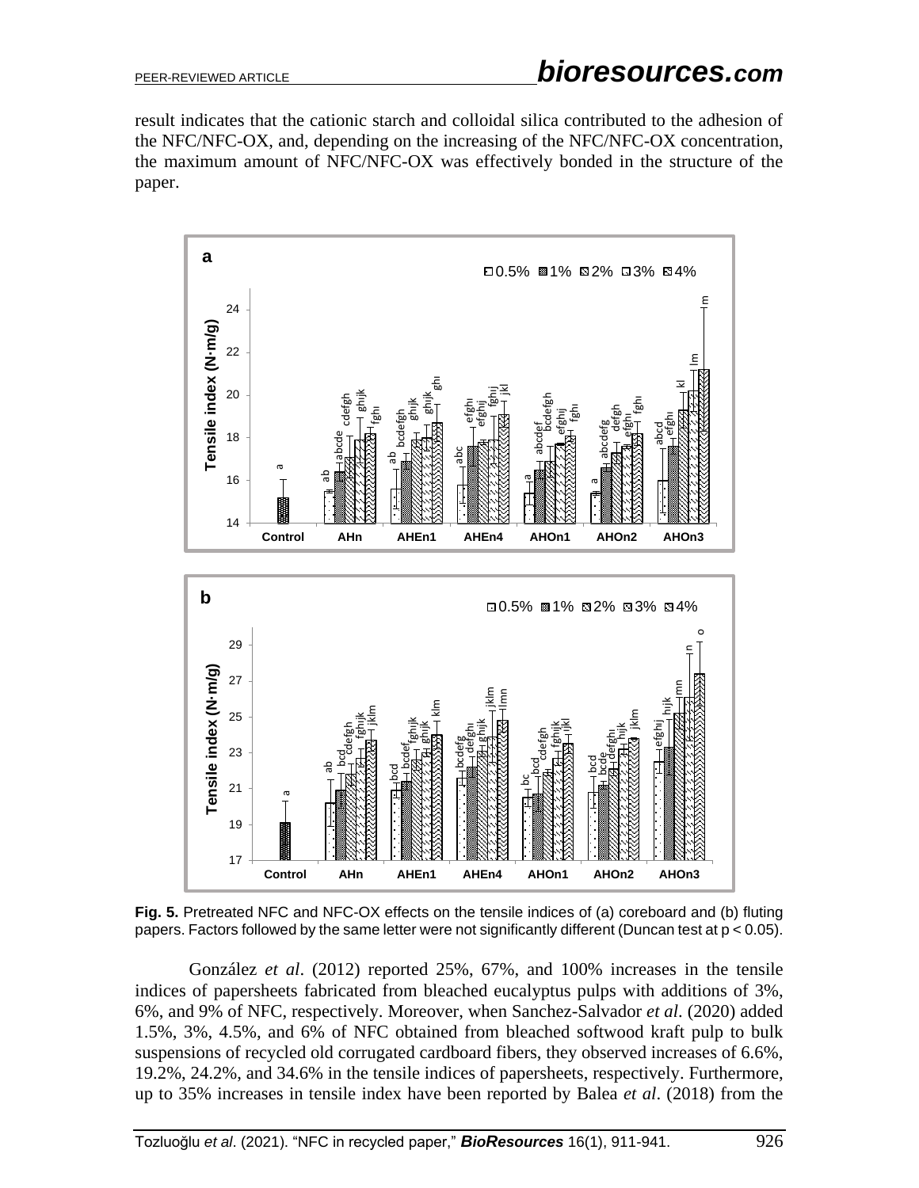result indicates that the cationic starch and colloidal silica contributed to the adhesion of the NFC/NFC-OX, and, depending on the increasing of the NFC/NFC-OX concentration, the maximum amount of NFC/NFC-OX was effectively bonded in the structure of the paper.

**Fig. 5.** Pretreated NFC and NFC-OX effects on the tensile indices of (a) coreboard and (b) fluting papers. Factors followed by the same letter were not significantly different (Duncan test at $p < 0.05$).

González *et al*. (2012) reported 25%, 67%, and 100% increases in the tensile indices of papersheets fabricated from bleached eucalyptus pulps with additions of 3%, 6%, and 9% of NFC, respectively. Moreover, when Sanchez-Salvador *et al*. (2020) added 1.5%, 3%, 4.5%, and 6% of NFC obtained from bleached softwood kraft pulp to bulk suspensions of recycled old corrugated cardboard fibers, they observed increases of 6.6%, 19.2%, 24.2%, and 34.6% in the tensile indices of papersheets, respectively. Furthermore, up to 35% increases in tensile index have been reported by Balea *et al*. (2018) from the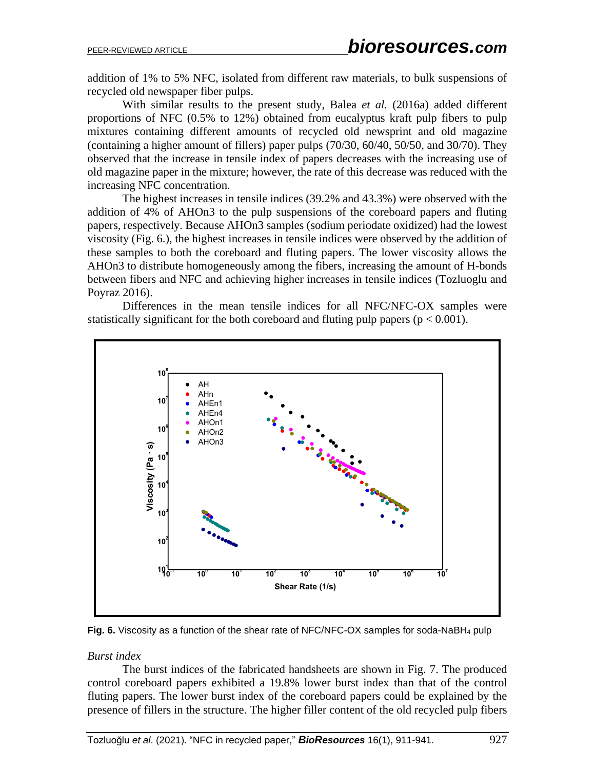addition of 1% to 5% NFC, isolated from different raw materials, to bulk suspensions of recycled old newspaper fiber pulps.

With similar results to the present study, Balea *et al.* (2016a) added different proportions of NFC (0.5% to 12%) obtained from eucalyptus kraft pulp fibers to pulp mixtures containing different amounts of recycled old newsprint and old magazine (containing a higher amount of fillers) paper pulps (70/30, 60/40, 50/50, and 30/70). They observed that the increase in tensile index of papers decreases with the increasing use of old magazine paper in the mixture; however, the rate of this decrease was reduced with the increasing NFC concentration.

The highest increases in tensile indices (39.2% and 43.3%) were observed with the addition of 4% of AHOn3 to the pulp suspensions of the coreboard papers and fluting papers, respectively. Because AHOn3 samples (sodium periodate oxidized) had the lowest viscosity (Fig. 6.), the highest increases in tensile indices were observed by the addition of these samples to both the coreboard and fluting papers. The lower viscosity allows the AHOn3 to distribute homogeneously among the fibers, increasing the amount of H-bonds between fibers and NFC and achieving higher increases in tensile indices (Tozluoglu and Poyraz 2016).

Differences in the mean tensile indices for all NFC/NFC-OX samples were statistically significant for the both coreboard and fluting pulp papers ($p < 0.001$).

**Fig. 6.** Viscosity as a function of the shear rate of NFC/NFC-OX samples for soda-$NaBH_4$ pulp

*Burst index*

The burst indices of the fabricated handsheets are shown in Fig. 7. The produced control coreboard papers exhibited a 19.8% lower burst index than that of the control fluting papers. The lower burst index of the coreboard papers could be explained by the presence of fillers in the structure. The higher filler content of the old recycled pulp fibers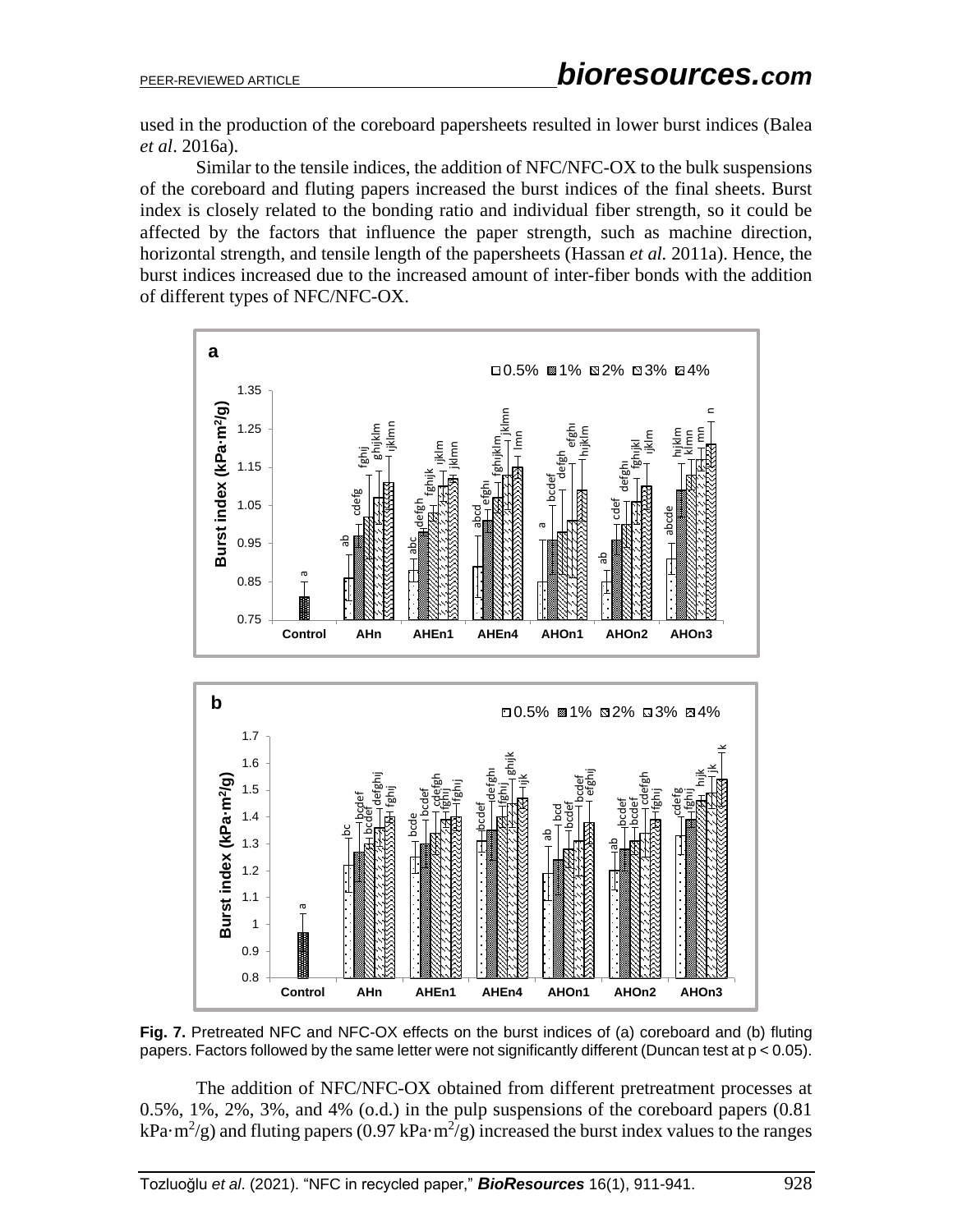used in the production of the coreboard papersheets resulted in lower burst indices (Balea *et al*. 2016a).

Similar to the tensile indices, the addition of NFC/NFC-OX to the bulk suspensions of the coreboard and fluting papers increased the burst indices of the final sheets. Burst index is closely related to the bonding ratio and individual fiber strength, so it could be affected by the factors that influence the paper strength, such as machine direction, horizontal strength, and tensile length of the papersheets (Hassan *et al.* 2011a). Hence, the burst indices increased due to the increased amount of inter-fiber bonds with the addition of different types of NFC/NFC-OX.

**Fig. 7.** Pretreated NFC and NFC-OX effects on the burst indices of (a) coreboard and (b) fluting papers. Factors followed by the same letter were not significantly different (Duncan test at $p < 0.05$).

The addition of NFC/NFC-OX obtained from different pretreatment processes at 0.5%, 1%, 2%, 3%, and 4% (o.d.) in the pulp suspensions of the coreboard papers (0.81 kPa·m$^2$/g) and fluting papers (0.97 kPa·m$^2$/g) increased the burst index values to the ranges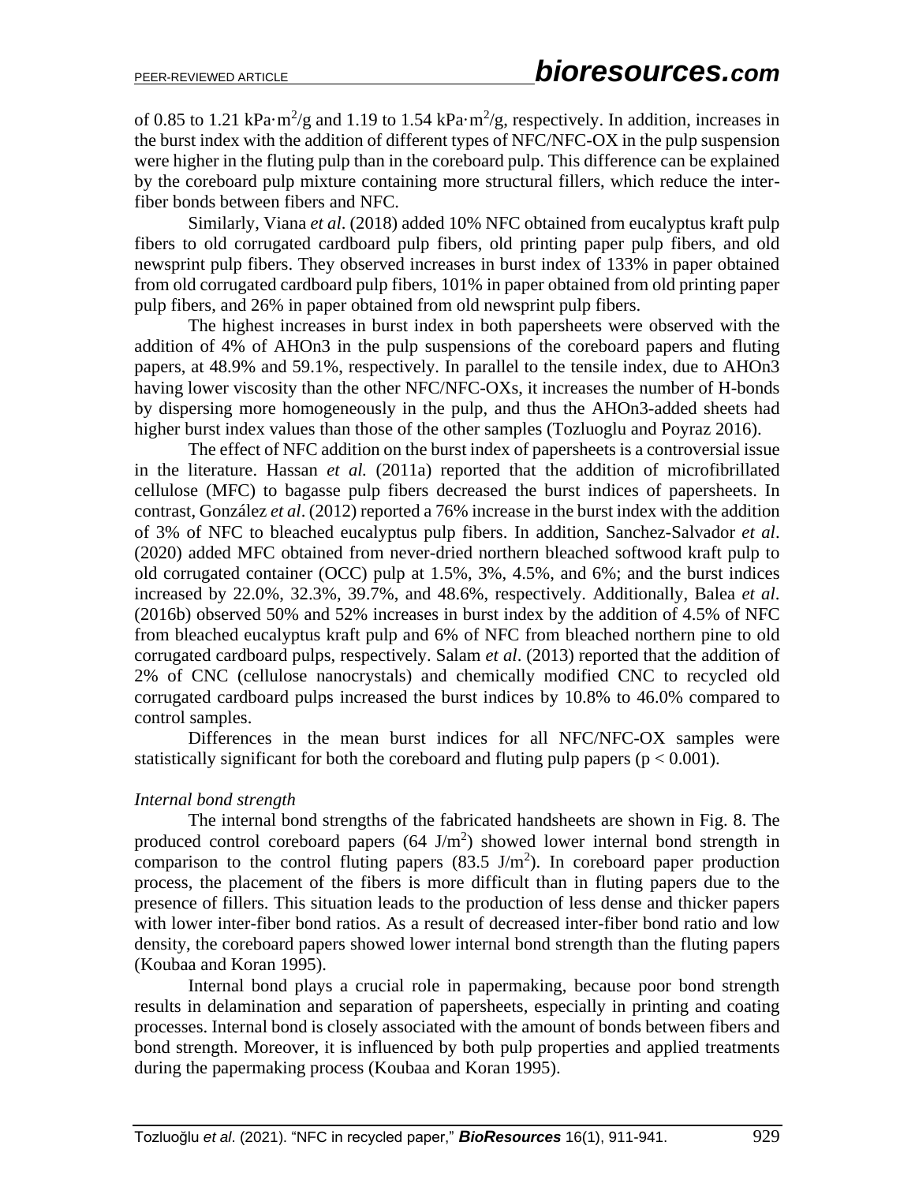of 0.85 to 1.21 kPa·m$^2$/g and 1.19 to 1.54 kPa·m$^2$/g, respectively. In addition, increases in the burst index with the addition of different types of NFC/NFC-OX in the pulp suspension were higher in the fluting pulp than in the coreboard pulp. This difference can be explained by the coreboard pulp mixture containing more structural fillers, which reduce the inter-fiber bonds between fibers and NFC.

Similarly, Viana *et al*. (2018) added 10% NFC obtained from eucalyptus kraft pulp fibers to old corrugated cardboard pulp fibers, old printing paper pulp fibers, and old newsprint pulp fibers. They observed increases in burst index of 133% in paper obtained from old corrugated cardboard pulp fibers, 101% in paper obtained from old printing paper pulp fibers, and 26% in paper obtained from old newsprint pulp fibers.

The highest increases in burst index in both papersheets were observed with the addition of 4% of AHOn3 in the pulp suspensions of the coreboard papers and fluting papers, at 48.9% and 59.1%, respectively. In parallel to the tensile index, due to AHOn3 having lower viscosity than the other NFC/NFC-OXs, it increases the number of H-bonds by dispersing more homogeneously in the pulp, and thus the AHOn3-added sheets had higher burst index values than those of the other samples (Tozluoglu and Poyraz 2016).

The effect of NFC addition on the burst index of papersheets is a controversial issue in the literature. Hassan *et al.* (2011a) reported that the addition of microfibrillated cellulose (MFC) to bagasse pulp fibers decreased the burst indices of papersheets. In contrast, González *et al*. (2012) reported a 76% increase in the burst index with the addition of 3% of NFC to bleached eucalyptus pulp fibers. In addition, Sanchez-Salvador *et al*. (2020) added MFC obtained from never-dried northern bleached softwood kraft pulp to old corrugated container (OCC) pulp at 1.5%, 3%, 4.5%, and 6%; and the burst indices increased by 22.0%, 32.3%, 39.7%, and 48.6%, respectively. Additionally, Balea *et al*. (2016b) observed 50% and 52% increases in burst index by the addition of 4.5% of NFC from bleached eucalyptus kraft pulp and 6% of NFC from bleached northern pine to old corrugated cardboard pulps, respectively. Salam *et al*. (2013) reported that the addition of 2% of CNC (cellulose nanocrystals) and chemically modified CNC to recycled old corrugated cardboard pulps increased the burst indices by 10.8% to 46.0% compared to control samples.

Differences in the mean burst indices for all NFC/NFC-OX samples were statistically significant for both the coreboard and fluting pulp papers ($p < 0.001$).

*Internal bond strength*

The internal bond strengths of the fabricated handsheets are shown in Fig. 8. The produced control coreboard papers (64 J/m$^2$) showed lower internal bond strength in comparison to the control fluting papers (83.5 J/m$^2$). In coreboard paper production process, the placement of the fibers is more difficult than in fluting papers due to the presence of fillers. This situation leads to the production of less dense and thicker papers with lower inter-fiber bond ratios. As a result of decreased inter-fiber bond ratio and low density, the coreboard papers showed lower internal bond strength than the fluting papers (Koubaa and Koran 1995).

Internal bond plays a crucial role in papermaking, because poor bond strength results in delamination and separation of papersheets, especially in printing and coating processes. Internal bond is closely associated with the amount of bonds between fibers and bond strength. Moreover, it is influenced by both pulp properties and applied treatments during the papermaking process (Koubaa and Koran 1995).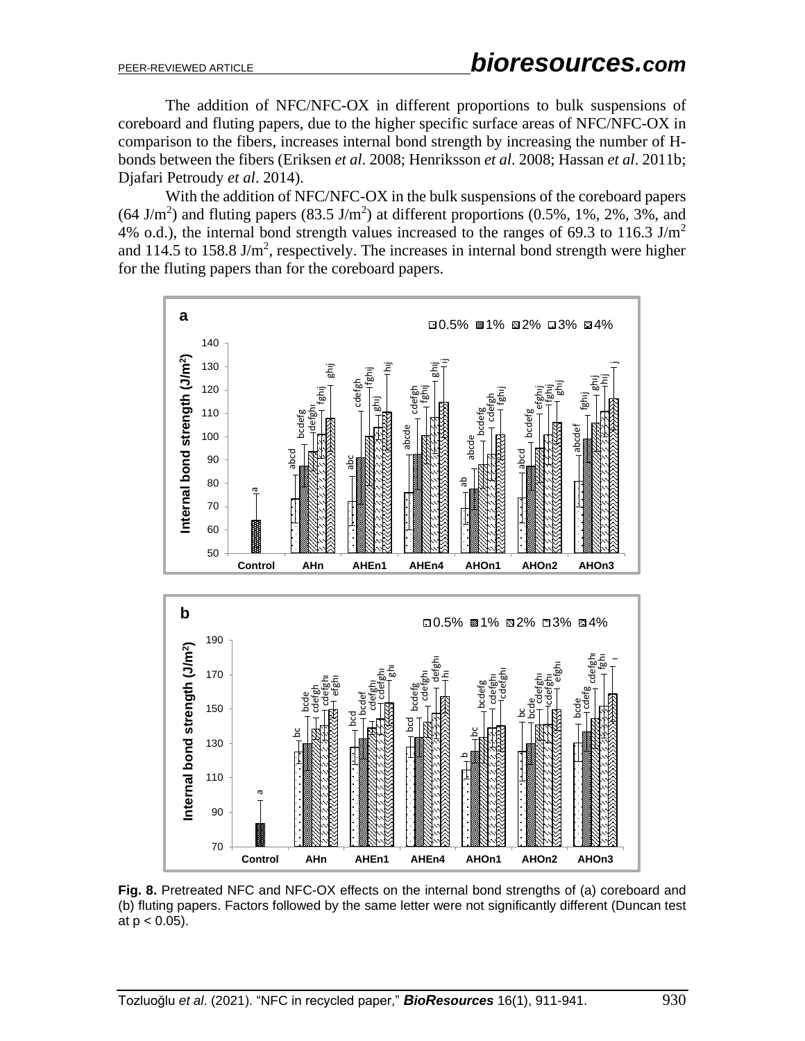The addition of NFC/NFC-OX in different proportions to bulk suspensions of coreboard and fluting papers, due to the higher specific surface areas of NFC/NFC-OX in comparison to the fibers, increases internal bond strength by increasing the number of H-bonds between the fibers (Eriksen *et al*. 2008; Henriksson *et al*. 2008; Hassan *et al*. 2011b; Djafari Petroudy *et al*. 2014).

With the addition of NFC/NFC-OX in the bulk suspensions of the coreboard papers (64 $J/m^2$) and fluting papers (83.5 $J/m^2$) at different proportions (0.5%, 1%, 2%, 3%, and 4% o.d.), the internal bond strength values increased to the ranges of 69.3 to 116.3 $J/m^2$ and 114.5 to 158.8 $J/m^2$, respectively. The increases in internal bond strength were higher for the fluting papers than for the coreboard papers.

**Fig. 8.** Pretreated NFC and NFC-OX effects on the internal bond strengths of (a) coreboard and (b) fluting papers. Factors followed by the same letter were not significantly different (Duncan test at $p < 0.05$).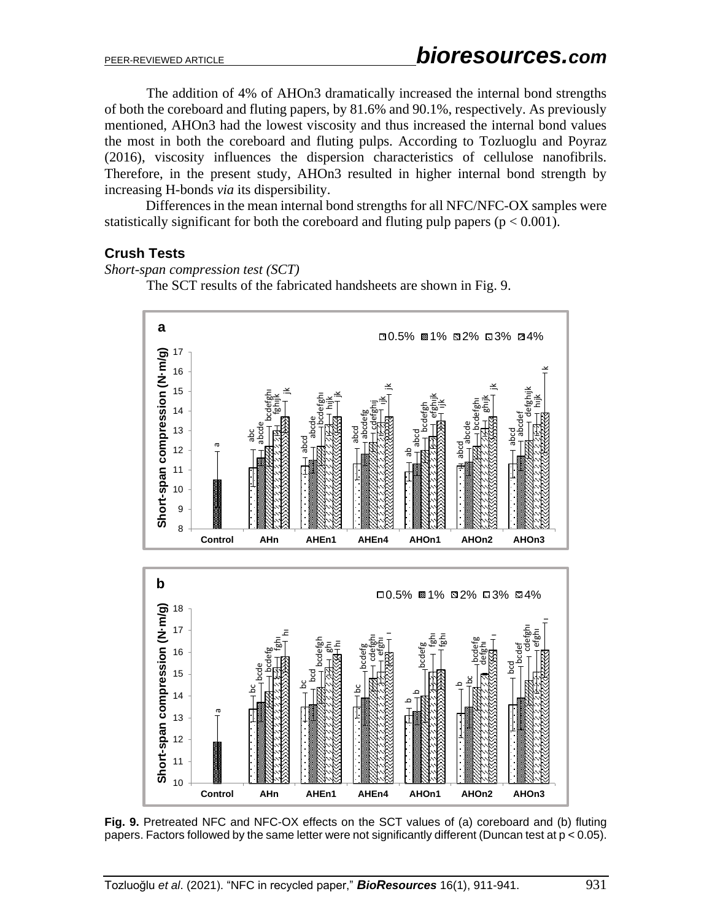The addition of 4% of AHOn3 dramatically increased the internal bond strengths of both the coreboard and fluting papers, by 81.6% and 90.1%, respectively. As previously mentioned, AHOn3 had the lowest viscosity and thus increased the internal bond values the most in both the coreboard and fluting pulps. According to Tozluoglu and Poyraz (2016), viscosity influences the dispersion characteristics of cellulose nanofibrils. Therefore, in the present study, AHOn3 resulted in higher internal bond strength by increasing H-bonds *via* its dispersibility.

Differences in the mean internal bond strengths for all NFC/NFC-OX samples were statistically significant for both the coreboard and fluting pulp papers ($p < 0.001$).

### Crush Tests

*Short-span compression test (SCT)*

The SCT results of the fabricated handsheets are shown in Fig. 9.

**Fig. 9.** Pretreated NFC and NFC-OX effects on the SCT values of (a) coreboard and (b) fluting papers. Factors followed by the same letter were not significantly different (Duncan test at $p < 0.05$).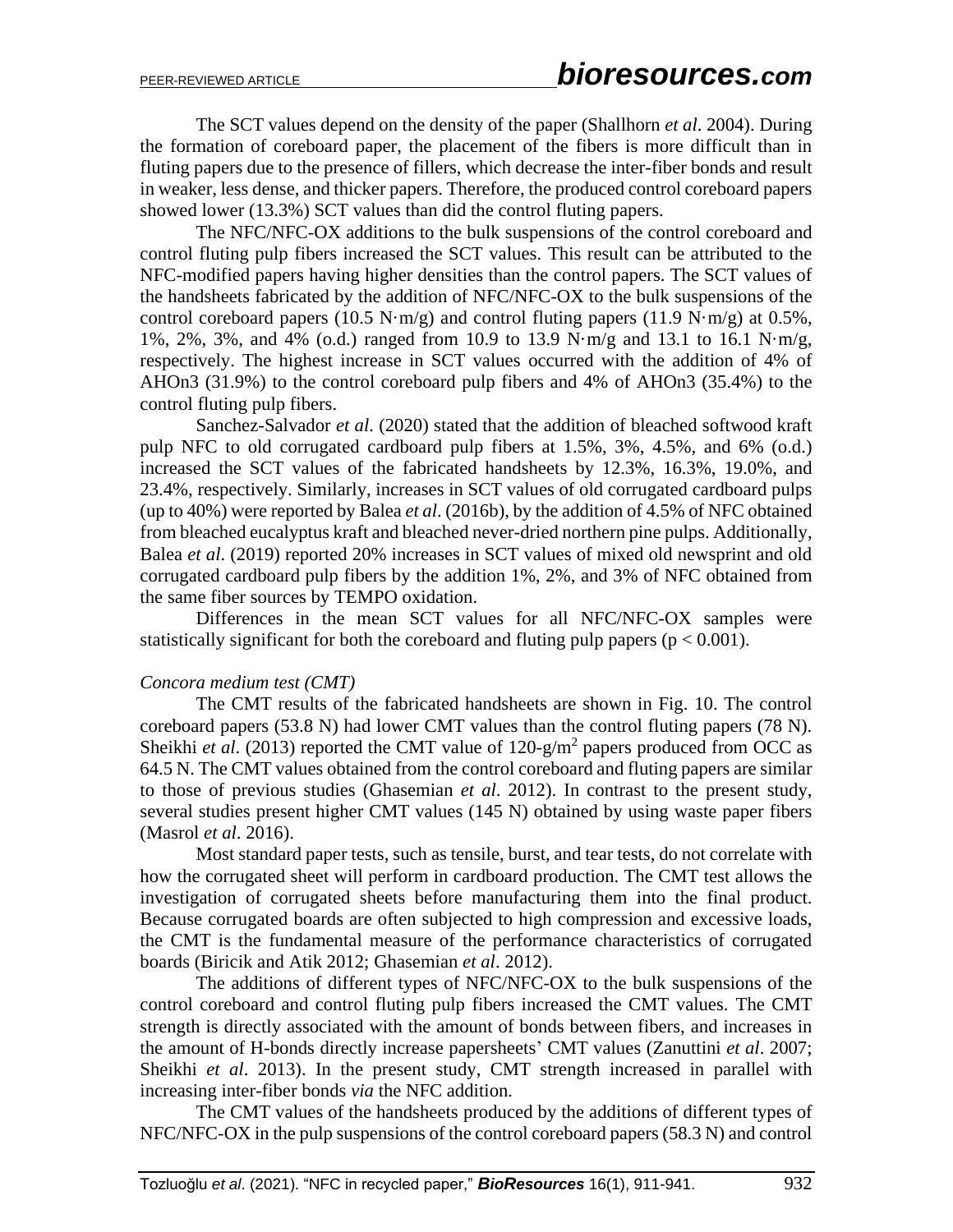The SCT values depend on the density of the paper (Shallhorn *et al*. 2004). During the formation of coreboard paper, the placement of the fibers is more difficult than in fluting papers due to the presence of fillers, which decrease the inter-fiber bonds and result in weaker, less dense, and thicker papers. Therefore, the produced control coreboard papers showed lower (13.3%) SCT values than did the control fluting papers.

The NFC/NFC-OX additions to the bulk suspensions of the control coreboard and control fluting pulp fibers increased the SCT values. This result can be attributed to the NFC-modified papers having higher densities than the control papers. The SCT values of the handsheets fabricated by the addition of NFC/NFC-OX to the bulk suspensions of the control coreboard papers (10.5 N·m/g) and control fluting papers (11.9 N·m/g) at 0.5%, 1%, 2%, 3%, and 4% (o.d.) ranged from 10.9 to 13.9 N·m/g and 13.1 to 16.1 N·m/g, respectively. The highest increase in SCT values occurred with the addition of 4% of AHOn3 (31.9%) to the control coreboard pulp fibers and 4% of AHOn3 (35.4%) to the control fluting pulp fibers.

Sanchez-Salvador *et al*. (2020) stated that the addition of bleached softwood kraft pulp NFC to old corrugated cardboard pulp fibers at 1.5%, 3%, 4.5%, and 6% (o.d.) increased the SCT values of the fabricated handsheets by 12.3%, 16.3%, 19.0%, and 23.4%, respectively. Similarly, increases in SCT values of old corrugated cardboard pulps (up to 40%) were reported by Balea *et al*. (2016b), by the addition of 4.5% of NFC obtained from bleached eucalyptus kraft and bleached never-dried northern pine pulps. Additionally, Balea *et al*. (2019) reported 20% increases in SCT values of mixed old newsprint and old corrugated cardboard pulp fibers by the addition 1%, 2%, and 3% of NFC obtained from the same fiber sources by TEMPO oxidation.

Differences in the mean SCT values for all NFC/NFC-OX samples were statistically significant for both the coreboard and fluting pulp papers ($p < 0.001$).

*Concora medium test (CMT)*

The CMT results of the fabricated handsheets are shown in Fig. 10. The control coreboard papers (53.8 N) had lower CMT values than the control fluting papers (78 N). Sheikhi *et al*. (2013) reported the CMT value of 120-g/m$^2$ papers produced from OCC as 64.5 N. The CMT values obtained from the control coreboard and fluting papers are similar to those of previous studies (Ghasemian *et al*. 2012). In contrast to the present study, several studies present higher CMT values (145 N) obtained by using waste paper fibers (Masrol *et al*. 2016).

Most standard paper tests, such as tensile, burst, and tear tests, do not correlate with how the corrugated sheet will perform in cardboard production. The CMT test allows the investigation of corrugated sheets before manufacturing them into the final product. Because corrugated boards are often subjected to high compression and excessive loads, the CMT is the fundamental measure of the performance characteristics of corrugated boards (Biricik and Atik 2012; Ghasemian *et al*. 2012).

The additions of different types of NFC/NFC-OX to the bulk suspensions of the control coreboard and control fluting pulp fibers increased the CMT values. The CMT strength is directly associated with the amount of bonds between fibers, and increases in the amount of H-bonds directly increase papersheets' CMT values (Zanuttini *et al*. 2007; Sheikhi *et al*. 2013). In the present study, CMT strength increased in parallel with increasing inter-fiber bonds *via* the NFC addition.

The CMT values of the handsheets produced by the additions of different types of NFC/NFC-OX in the pulp suspensions of the control coreboard papers (58.3 N) and control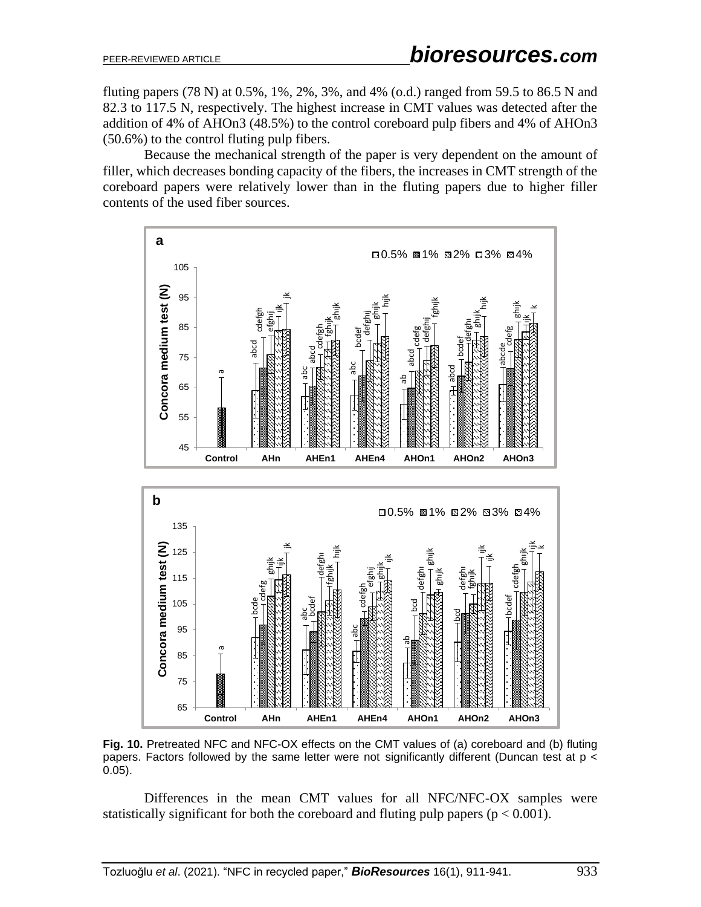fluting papers (78 N) at 0.5%, 1%, 2%, 3%, and 4% (o.d.) ranged from 59.5 to 86.5 N and 82.3 to 117.5 N, respectively. The highest increase in CMT values was detected after the addition of 4% of AHOn3 (48.5%) to the control coreboard pulp fibers and 4% of AHOn3 (50.6%) to the control fluting pulp fibers.

Because the mechanical strength of the paper is very dependent on the amount of filler, which decreases bonding capacity of the fibers, the increases in CMT strength of the coreboard papers were relatively lower than in the fluting papers due to higher filler contents of the used fiber sources.

**Fig. 10.** Pretreated NFC and NFC-OX effects on the CMT values of (a) coreboard and (b) fluting papers. Factors followed by the same letter were not significantly different (Duncan test at $p < 0.05$).

Differences in the mean CMT values for all NFC/NFC-OX samples were statistically significant for both the coreboard and fluting pulp papers ($p < 0.001$).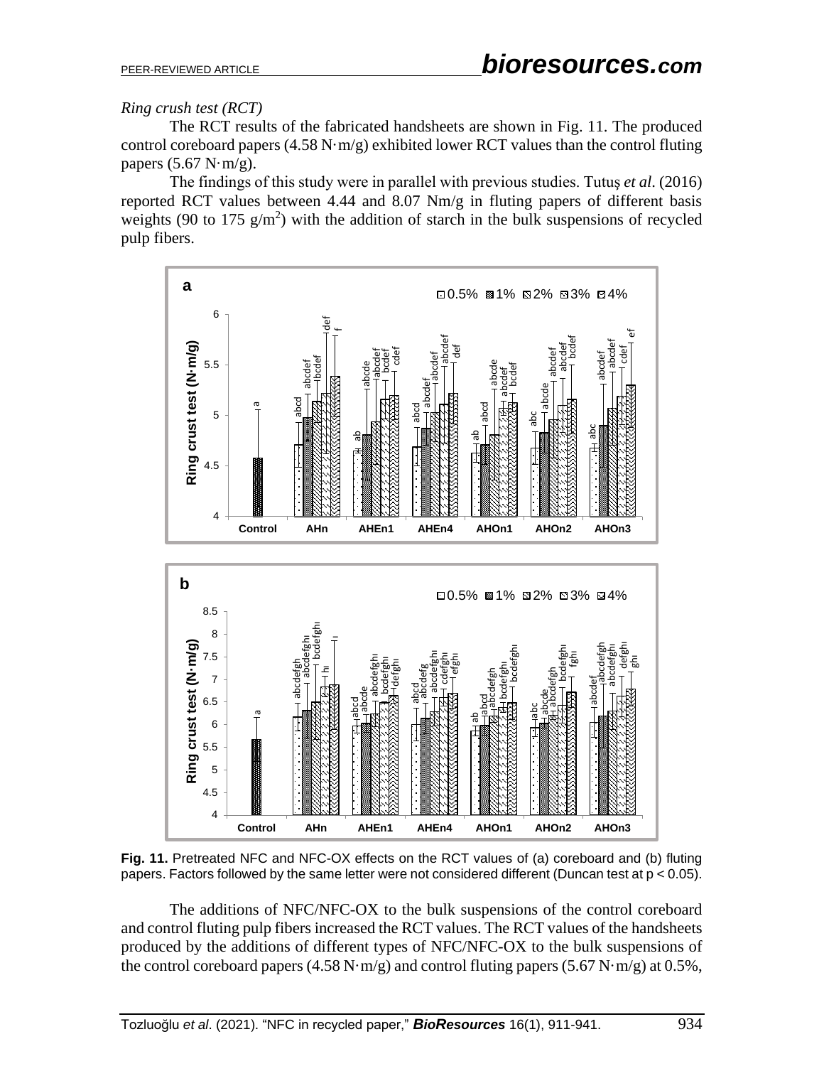*Ring crush test (RCT)*

The RCT results of the fabricated handsheets are shown in Fig. 11. The produced control coreboard papers (4.58 N·m/g) exhibited lower RCT values than the control fluting papers (5.67 N·m/g).

The findings of this study were in parallel with previous studies. Tutuş *et al*. (2016) reported RCT values between 4.44 and 8.07 Nm/g in fluting papers of different basis weights (90 to 175 g/m$^2$) with the addition of starch in the bulk suspensions of recycled pulp fibers.

**Fig. 11.** Pretreated NFC and NFC-OX effects on the RCT values of (a) coreboard and (b) fluting papers. Factors followed by the same letter were not considered different (Duncan test at $p < 0.05$).

The additions of NFC/NFC-OX to the bulk suspensions of the control coreboard and control fluting pulp fibers increased the RCT values. The RCT values of the handsheets produced by the additions of different types of NFC/NFC-OX to the bulk suspensions of the control coreboard papers (4.58 N·m/g) and control fluting papers (5.67 N·m/g) at 0.5%,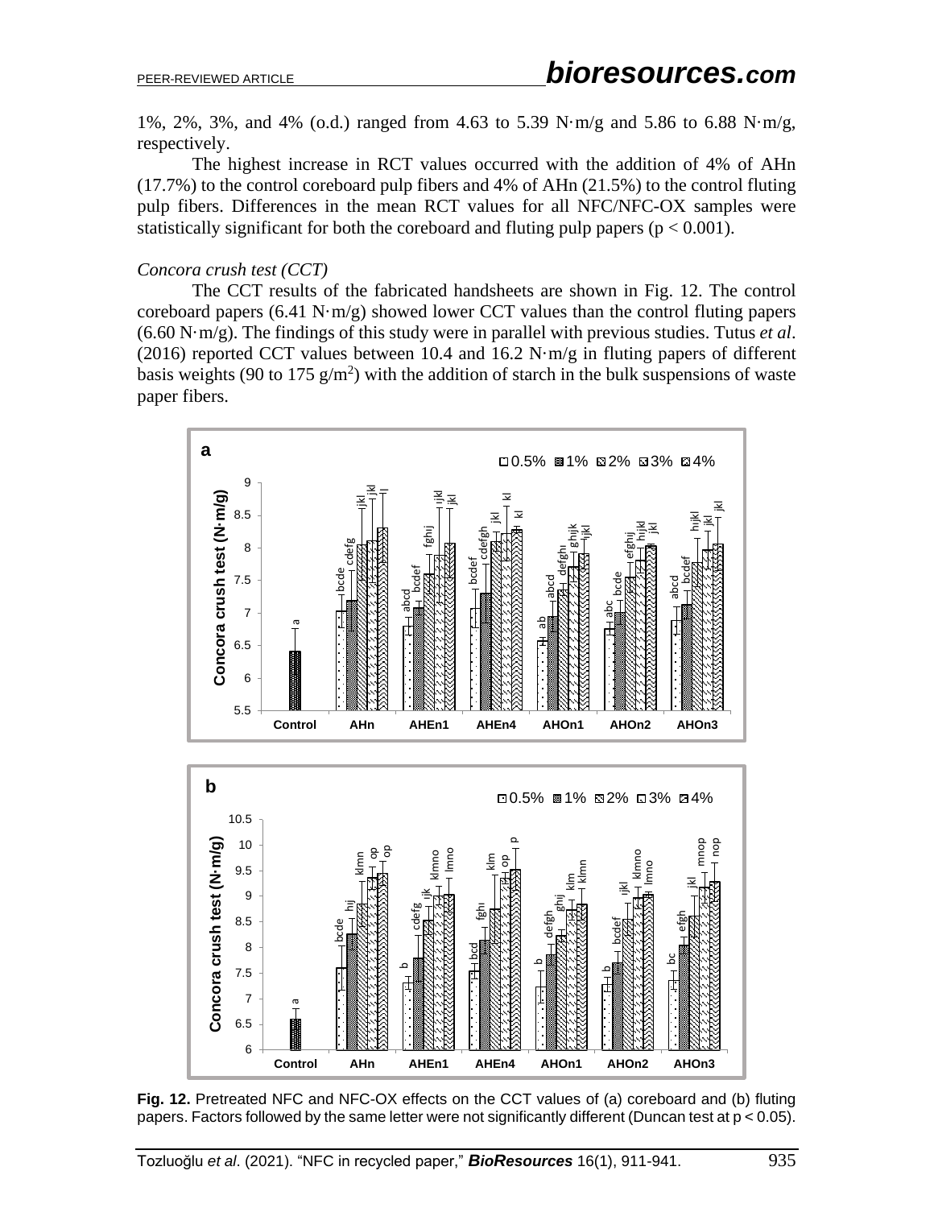1%, 2%, 3%, and 4% (o.d.) ranged from 4.63 to 5.39 N·m/g and 5.86 to 6.88 N·m/g, respectively.

The highest increase in RCT values occurred with the addition of 4% of AHn (17.7%) to the control coreboard pulp fibers and 4% of AHn (21.5%) to the control fluting pulp fibers. Differences in the mean RCT values for all NFC/NFC-OX samples were statistically significant for both the coreboard and fluting pulp papers ($p < 0.001$).

*Concora crush test (CCT)*

The CCT results of the fabricated handsheets are shown in Fig. 12. The control coreboard papers (6.41 N·m/g) showed lower CCT values than the control fluting papers (6.60 N·m/g). The findings of this study were in parallel with previous studies. Tutus *et al*. (2016) reported CCT values between 10.4 and 16.2 N·m/g in fluting papers of different basis weights (90 to 175 g/m$^2$) with the addition of starch in the bulk suspensions of waste paper fibers.

**Fig. 12.** Pretreated NFC and NFC-OX effects on the CCT values of (a) coreboard and (b) fluting papers. Factors followed by the same letter were not significantly different (Duncan test at $p < 0.05$).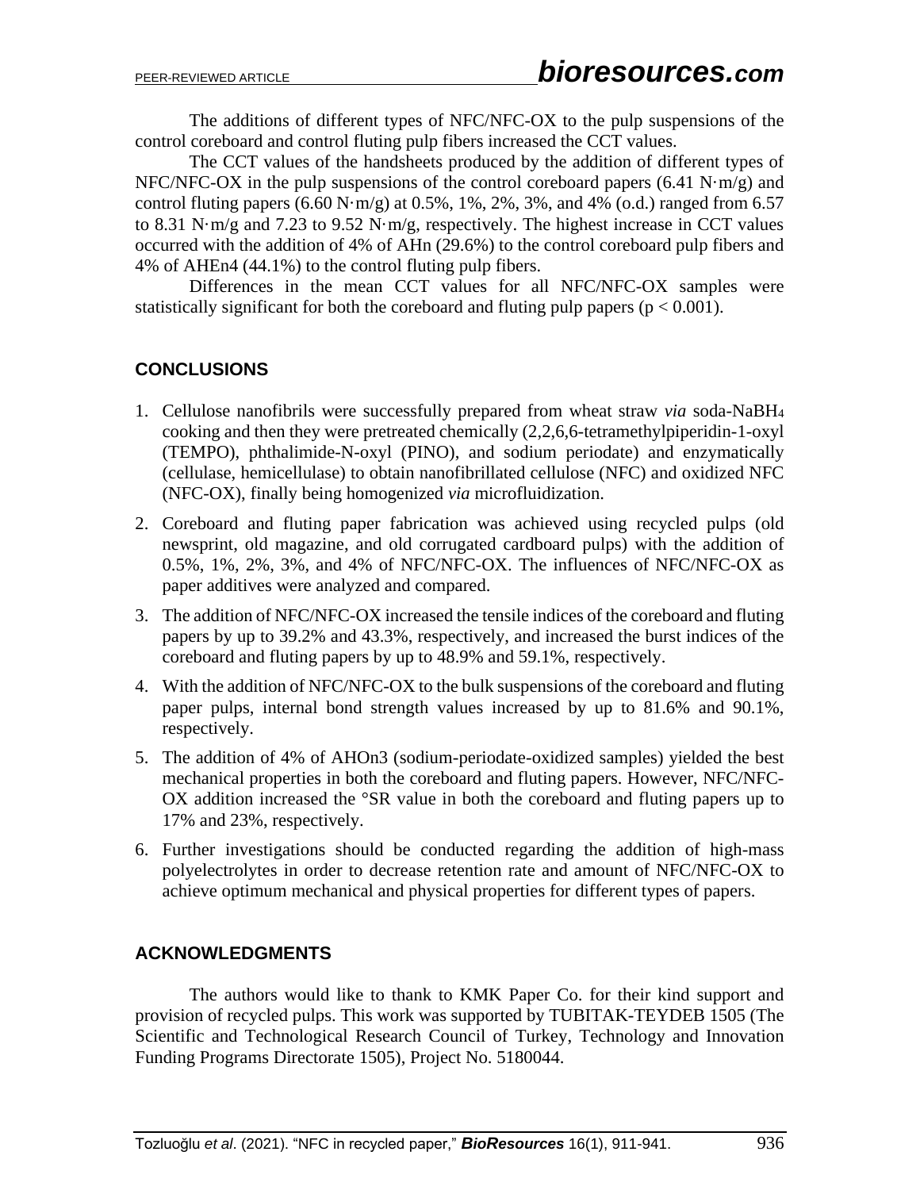The additions of different types of NFC/NFC-OX to the pulp suspensions of the control coreboard and control fluting pulp fibers increased the CCT values.

The CCT values of the handsheets produced by the addition of different types of NFC/NFC-OX in the pulp suspensions of the control coreboard papers (6.41 N·m/g) and control fluting papers (6.60 N·m/g) at 0.5%, 1%, 2%, 3%, and 4% (o.d.) ranged from 6.57 to 8.31 N·m/g and 7.23 to 9.52 N·m/g, respectively. The highest increase in CCT values occurred with the addition of 4% of AHn (29.6%) to the control coreboard pulp fibers and 4% of AHEn4 (44.1%) to the control fluting pulp fibers.

Differences in the mean CCT values for all NFC/NFC-OX samples were statistically significant for both the coreboard and fluting pulp papers ($p < 0.001$).

## CONCLUSIONS

1. Cellulose nanofibrils were successfully prepared from wheat straw *via* soda-$NaBH_4$ cooking and then they were pretreated chemically (2,2,6,6-tetramethylpiperidin-1-oxyl (TEMPO), phthalimide-N-oxyl (PINO), and sodium periodate) and enzymatically (cellulase, hemicellulase) to obtain nanofibrillated cellulose (NFC) and oxidized NFC (NFC-OX), finally being homogenized *via* microfluidization.
2. Coreboard and fluting paper fabrication was achieved using recycled pulps (old newsprint, old magazine, and old corrugated cardboard pulps) with the addition of 0.5%, 1%, 2%, 3%, and 4% of NFC/NFC-OX. The influences of NFC/NFC-OX as paper additives were analyzed and compared.
3. The addition of NFC/NFC-OX increased the tensile indices of the coreboard and fluting papers by up to 39.2% and 43.3%, respectively, and increased the burst indices of the coreboard and fluting papers by up to 48.9% and 59.1%, respectively.
4. With the addition of NFC/NFC-OX to the bulk suspensions of the coreboard and fluting paper pulps, internal bond strength values increased by up to 81.6% and 90.1%, respectively.
5. The addition of 4% of AHOn3 (sodium-periodate-oxidized samples) yielded the best mechanical properties in both the coreboard and fluting papers. However, NFC/NFC-OX addition increased the °SR value in both the coreboard and fluting papers up to 17% and 23%, respectively.
6. Further investigations should be conducted regarding the addition of high-mass polyelectrolytes in order to decrease retention rate and amount of NFC/NFC-OX to achieve optimum mechanical and physical properties for different types of papers.

## ACKNOWLEDGMENTS

The authors would like to thank to KMK Paper Co. for their kind support and provision of recycled pulps. This work was supported by TUBITAK-TEYDEB 1505 (The Scientific and Technological Research Council of Turkey, Technology and Innovation Funding Programs Directorate 1505), Project No. 5180044.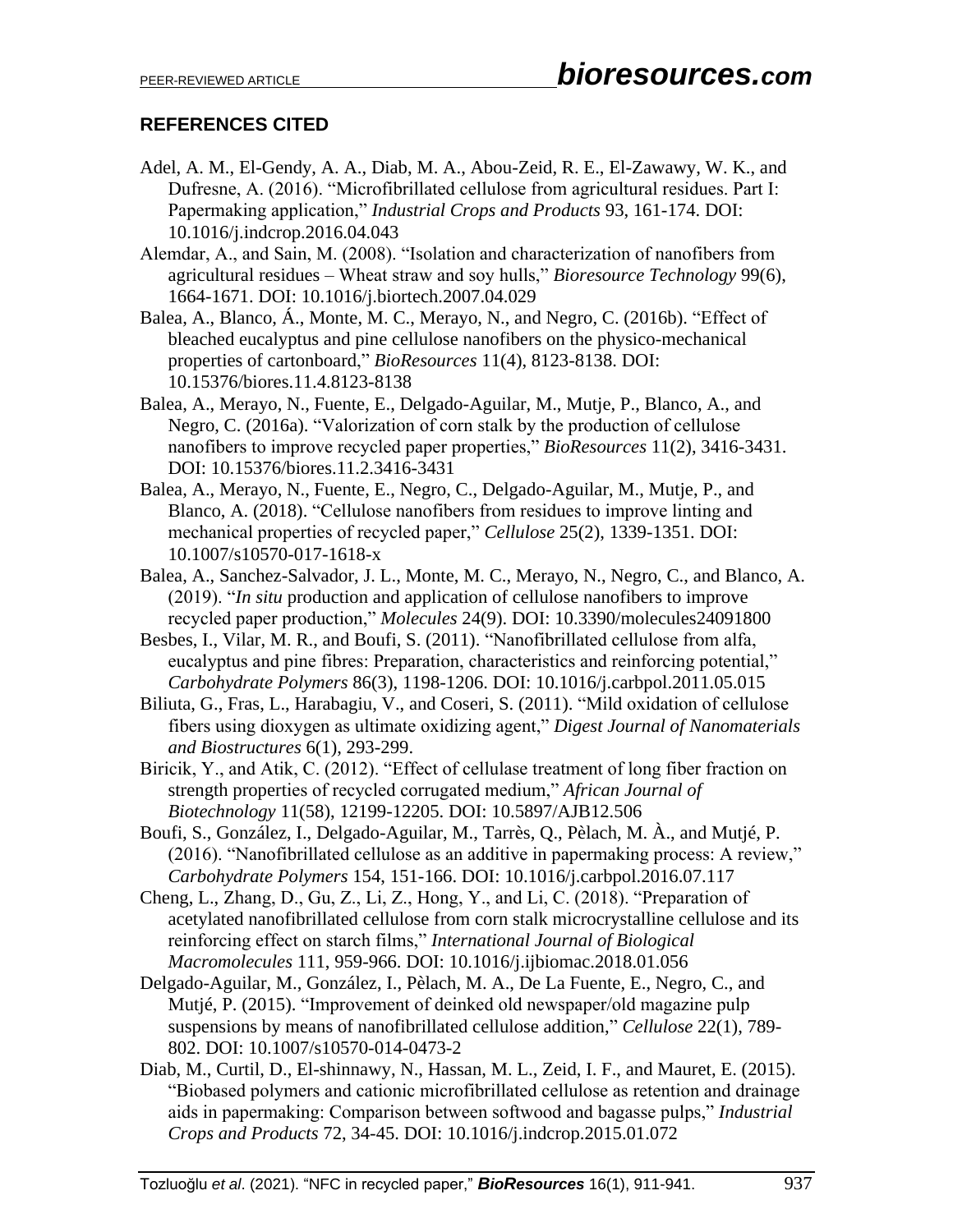## REFERENCES CITED

Adel, A. M., El-Gendy, A. A., Diab, M. A., Abou-Zeid, R. E., El-Zawawy, W. K., and Dufresne, A. (2016). "Microfibrillated cellulose from agricultural residues. Part I: Papermaking application," *Industrial Crops and Products* 93, 161-174. DOI: 10.1016/j.indcrop.2016.04.043

Alemdar, A., and Sain, M. (2008). "Isolation and characterization of nanofibers from agricultural residues – Wheat straw and soy hulls," *Bioresource Technology* 99(6), 1664-1671. DOI: 10.1016/j.biortech.2007.04.029

Balea, A., Blanco, Á., Monte, M. C., Merayo, N., and Negro, C. (2016b). "Effect of bleached eucalyptus and pine cellulose nanofibers on the physico-mechanical properties of cartonboard," *BioResources* 11(4), 8123-8138. DOI: 10.15376/biores.11.4.8123-8138

Balea, A., Merayo, N., Fuente, E., Delgado-Aguilar, M., Mutje, P., Blanco, A., and Negro, C. (2016a). "Valorization of corn stalk by the production of cellulose nanofibers to improve recycled paper properties," *BioResources* 11(2), 3416-3431. DOI: 10.15376/biores.11.2.3416-3431

Balea, A., Merayo, N., Fuente, E., Negro, C., Delgado-Aguilar, M., Mutje, P., and Blanco, A. (2018). "Cellulose nanofibers from residues to improve linting and mechanical properties of recycled paper," *Cellulose* 25(2), 1339-1351. DOI: 10.1007/s10570-017-1618-x

Balea, A., Sanchez-Salvador, J. L., Monte, M. C., Merayo, N., Negro, C., and Blanco, A. (2019). "*In situ* production and application of cellulose nanofibers to improve recycled paper production," *Molecules* 24(9). DOI: 10.3390/molecules24091800

Besbes, I., Vilar, M. R., and Boufi, S. (2011). "Nanofibrillated cellulose from alfa, eucalyptus and pine fibres: Preparation, characteristics and reinforcing potential," *Carbohydrate Polymers* 86(3), 1198-1206. DOI: 10.1016/j.carbpol.2011.05.015

Biliuta, G., Fras, L., Harabagiu, V., and Coseri, S. (2011). "Mild oxidation of cellulose fibers using dioxygen as ultimate oxidizing agent," *Digest Journal of Nanomaterials and Biostructures* 6(1), 293-299.

Biricik, Y., and Atik, C. (2012). "Effect of cellulase treatment of long fiber fraction on strength properties of recycled corrugated medium," *African Journal of Biotechnology* 11(58), 12199-12205. DOI: 10.5897/AJB12.506

Boufi, S., González, I., Delgado-Aguilar, M., Tarrès, Q., Pèlach, M. À., and Mutjé, P. (2016). "Nanofibrillated cellulose as an additive in papermaking process: A review," *Carbohydrate Polymers* 154, 151-166. DOI: 10.1016/j.carbpol.2016.07.117

Cheng, L., Zhang, D., Gu, Z., Li, Z., Hong, Y., and Li, C. (2018). "Preparation of acetylated nanofibrillated cellulose from corn stalk microcrystalline cellulose and its reinforcing effect on starch films," *International Journal of Biological Macromolecules* 111, 959-966. DOI: 10.1016/j.ijbiomac.2018.01.056

Delgado-Aguilar, M., González, I., Pèlach, M. A., De La Fuente, E., Negro, C., and Mutjé, P. (2015). "Improvement of deinked old newspaper/old magazine pulp suspensions by means of nanofibrillated cellulose addition," *Cellulose* 22(1), 789-802. DOI: 10.1007/s10570-014-0473-2

Diab, M., Curtil, D., El-shinnawy, N., Hassan, M. L., Zeid, I. F., and Mauret, E. (2015). "Biobased polymers and cationic microfibrillated cellulose as retention and drainage aids in papermaking: Comparison between softwood and bagasse pulps," *Industrial Crops and Products* 72, 34-45. DOI: 10.1016/j.indcrop.2015.01.072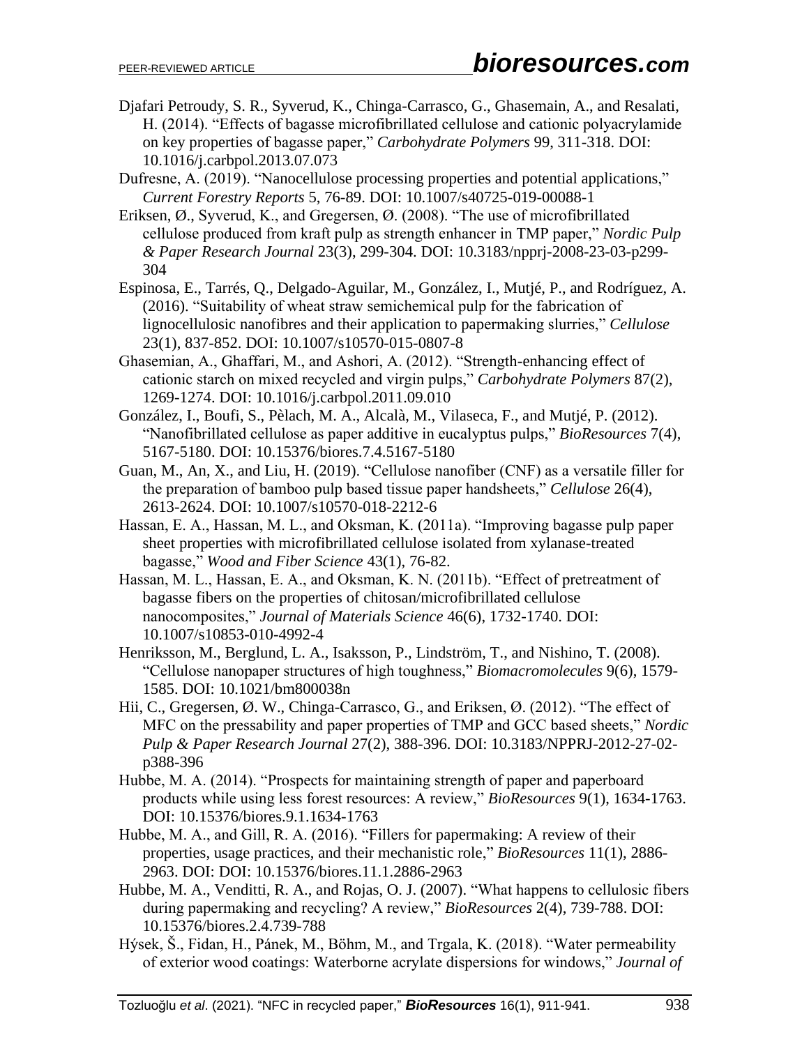Djafari Petroudy, S. R., Syverud, K., Chinga-Carrasco, G., Ghasemain, A., and Resalati, H. (2014). "Effects of bagasse microfibrillated cellulose and cationic polyacrylamide on key properties of bagasse paper," *Carbohydrate Polymers* 99, 311-318. DOI: 10.1016/j.carbpol.2013.07.073

Dufresne, A. (2019). "Nanocellulose processing properties and potential applications," *Current Forestry Reports* 5, 76-89. DOI: 10.1007/s40725-019-00088-1

Eriksen, Ø., Syverud, K., and Gregersen, Ø. (2008). "The use of microfibrillated cellulose produced from kraft pulp as strength enhancer in TMP paper," *Nordic Pulp & Paper Research Journal* 23(3), 299-304. DOI: 10.3183/npprj-2008-23-03-p299-304

Espinosa, E., Tarrés, Q., Delgado-Aguilar, M., González, I., Mutjé, P., and Rodríguez, A. (2016). "Suitability of wheat straw semichemical pulp for the fabrication of lignocellulosic nanofibres and their application to papermaking slurries," *Cellulose* 23(1), 837-852. DOI: 10.1007/s10570-015-0807-8

Ghasemian, A., Ghaffari, M., and Ashori, A. (2012). "Strength-enhancing effect of cationic starch on mixed recycled and virgin pulps," *Carbohydrate Polymers* 87(2), 1269-1274. DOI: 10.1016/j.carbpol.2011.09.010

González, I., Boufi, S., Pèlach, M. A., Alcalà, M., Vilaseca, F., and Mutjé, P. (2012). "Nanofibrillated cellulose as paper additive in eucalyptus pulps," *BioResources* 7(4), 5167-5180. DOI: 10.15376/biores.7.4.5167-5180

Guan, M., An, X., and Liu, H. (2019). "Cellulose nanofiber (CNF) as a versatile filler for the preparation of bamboo pulp based tissue paper handsheets," *Cellulose* 26(4), 2613-2624. DOI: 10.1007/s10570-018-2212-6

Hassan, E. A., Hassan, M. L., and Oksman, K. (2011a). "Improving bagasse pulp paper sheet properties with microfibrillated cellulose isolated from xylanase-treated bagasse," *Wood and Fiber Science* 43(1), 76-82.

Hassan, M. L., Hassan, E. A., and Oksman, K. N. (2011b). "Effect of pretreatment of bagasse fibers on the properties of chitosan/microfibrillated cellulose nanocomposites," *Journal of Materials Science* 46(6), 1732-1740. DOI: 10.1007/s10853-010-4992-4

Henriksson, M., Berglund, L. A., Isaksson, P., Lindström, T., and Nishino, T. (2008). "Cellulose nanopaper structures of high toughness," *Biomacromolecules* 9(6), 1579-1585. DOI: 10.1021/bm800038n

Hii, C., Gregersen, Ø. W., Chinga-Carrasco, G., and Eriksen, Ø. (2012). "The effect of MFC on the pressability and paper properties of TMP and GCC based sheets," *Nordic Pulp & Paper Research Journal* 27(2), 388-396. DOI: 10.3183/NPPRJ-2012-27-02-p388-396

Hubbe, M. A. (2014). "Prospects for maintaining strength of paper and paperboard products while using less forest resources: A review," *BioResources* 9(1), 1634-1763. DOI: 10.15376/biores.9.1.1634-1763

Hubbe, M. A., and Gill, R. A. (2016). "Fillers for papermaking: A review of their properties, usage practices, and their mechanistic role," *BioResources* 11(1), 2886-2963. DOI: DOI: 10.15376/biores.11.1.2886-2963

Hubbe, M. A., Venditti, R. A., and Rojas, O. J. (2007). "What happens to cellulosic fibers during papermaking and recycling? A review," *BioResources* 2(4), 739-788. DOI: 10.15376/biores.2.4.739-788

Hýsek, Š., Fidan, H., Pánek, M., Böhm, M., and Trgala, K. (2018). "Water permeability of exterior wood coatings: Waterborne acrylate dispersions for windows," *Journal of*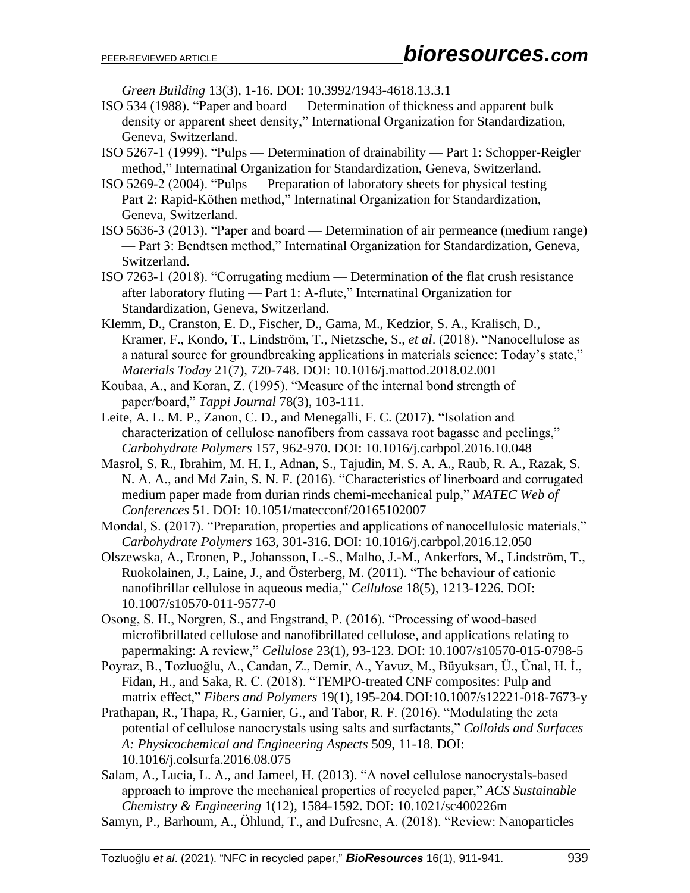*Green Building* 13(3), 1-16. DOI: 10.3992/1943-4618.13.3.1

ISO 534 (1988). "Paper and board — Determination of thickness and apparent bulk density or apparent sheet density," International Organization for Standardization, Geneva, Switzerland.

ISO 5267-1 (1999). "Pulps — Determination of drainability — Part 1: Schopper-Reigler method," Internatinal Organization for Standardization, Geneva, Switzerland.

ISO 5269-2 (2004). "Pulps — Preparation of laboratory sheets for physical testing — Part 2: Rapid-Köthen method," Internatinal Organization for Standardization, Geneva, Switzerland.

ISO 5636-3 (2013). "Paper and board — Determination of air permeance (medium range) — Part 3: Bendtsen method," Internatinal Organization for Standardization, Geneva, Switzerland.

ISO 7263-1 (2018). "Corrugating medium — Determination of the flat crush resistance after laboratory fluting — Part 1: A-flute," Internatinal Organization for Standardization, Geneva, Switzerland.

Klemm, D., Cranston, E. D., Fischer, D., Gama, M., Kedzior, S. A., Kralisch, D., Kramer, F., Kondo, T., Lindström, T., Nietzsche, S., *et al*. (2018). "Nanocellulose as a natural source for groundbreaking applications in materials science: Today's state," *Materials Today* 21(7), 720-748. DOI: 10.1016/j.mattod.2018.02.001

Koubaa, A., and Koran, Z. (1995). "Measure of the internal bond strength of paper/board," *Tappi Journal* 78(3), 103-111.

Leite, A. L. M. P., Zanon, C. D., and Menegalli, F. C. (2017). "Isolation and characterization of cellulose nanofibers from cassava root bagasse and peelings," *Carbohydrate Polymers* 157, 962-970. DOI: 10.1016/j.carbpol.2016.10.048

Masrol, S. R., Ibrahim, M. H. I., Adnan, S., Tajudin, M. S. A. A., Raub, R. A., Razak, S. N. A. A., and Md Zain, S. N. F. (2016). "Characteristics of linerboard and corrugated medium paper made from durian rinds chemi-mechanical pulp," *MATEC Web of Conferences* 51. DOI: 10.1051/matecconf/20165102007

Mondal, S. (2017). "Preparation, properties and applications of nanocellulosic materials," *Carbohydrate Polymers* 163, 301-316. DOI: 10.1016/j.carbpol.2016.12.050

Olszewska, A., Eronen, P., Johansson, L.-S., Malho, J.-M., Ankerfors, M., Lindström, T., Ruokolainen, J., Laine, J., and Österberg, M. (2011). "The behaviour of cationic nanofibrillar cellulose in aqueous media," *Cellulose* 18(5), 1213-1226. DOI: 10.1007/s10570-011-9577-0

Osong, S. H., Norgren, S., and Engstrand, P. (2016). "Processing of wood-based microfibrillated cellulose and nanofibrillated cellulose, and applications relating to papermaking: A review," *Cellulose* 23(1), 93-123. DOI: 10.1007/s10570-015-0798-5

Poyraz, B., Tozluoğlu, A., Candan, Z., Demir, A., Yavuz, M., Büyuksarı, Ü., Ünal, H. İ., Fidan, H., and Saka, R. C. (2018). "TEMPO-treated CNF composites: Pulp and matrix effect," *Fibers and Polymers* 19(1), 195-204. DOI:10.1007/s12221-018-7673-y

Prathapan, R., Thapa, R., Garnier, G., and Tabor, R. F. (2016). "Modulating the zeta potential of cellulose nanocrystals using salts and surfactants," *Colloids and Surfaces A: Physicochemical and Engineering Aspects* 509, 11-18. DOI: 10.1016/j.colsurfa.2016.08.075

Salam, A., Lucia, L. A., and Jameel, H. (2013). "A novel cellulose nanocrystals-based approach to improve the mechanical properties of recycled paper," *ACS Sustainable Chemistry & Engineering* 1(12), 1584-1592. DOI: 10.1021/sc400226m

Samyn, P., Barhoum, A., Öhlund, T., and Dufresne, A. (2018). "Review: Nanoparticles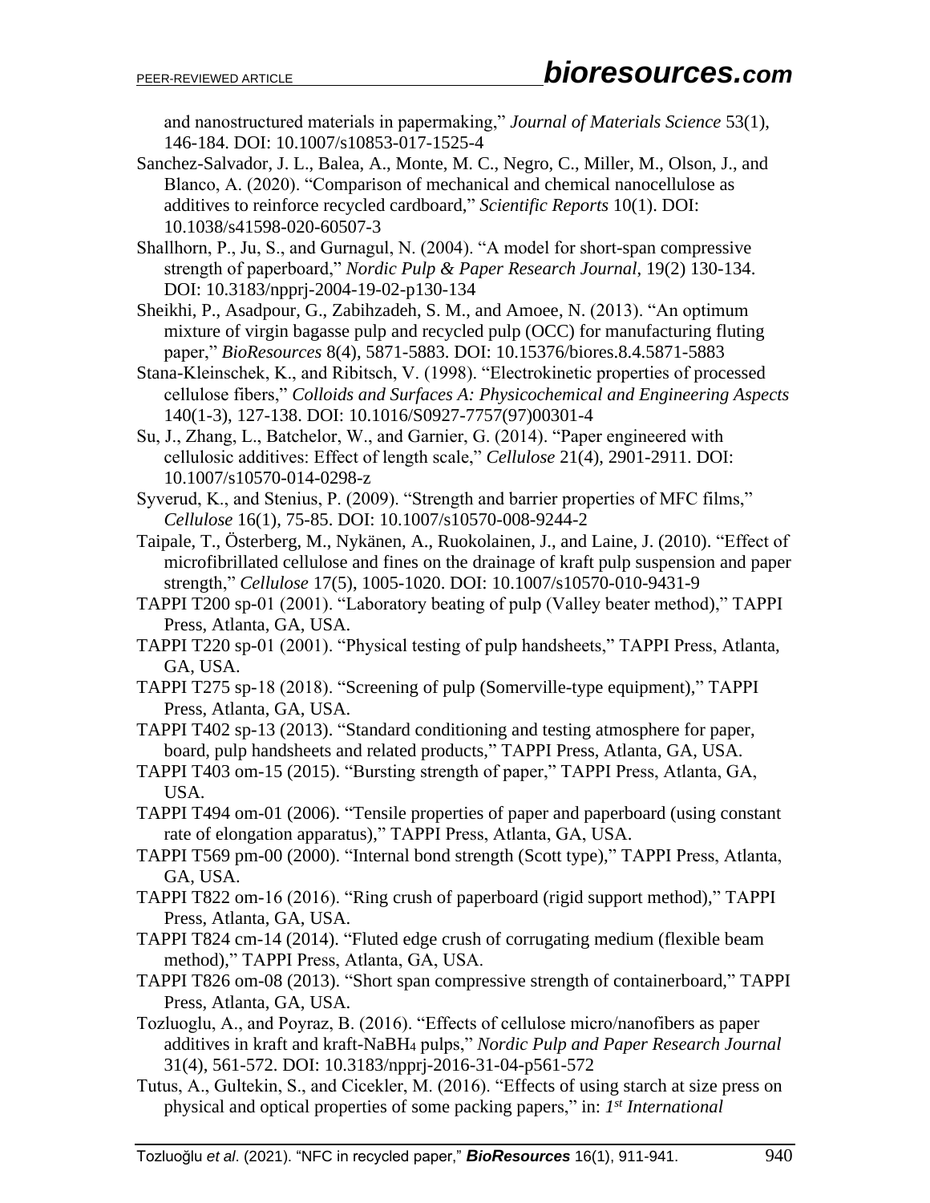and nanostructured materials in papermaking," *Journal of Materials Science* 53(1), 146-184. DOI: 10.1007/s10853-017-1525-4

Sanchez-Salvador, J. L., Balea, A., Monte, M. C., Negro, C., Miller, M., Olson, J., and Blanco, A. (2020). "Comparison of mechanical and chemical nanocellulose as additives to reinforce recycled cardboard," *Scientific Reports* 10(1). DOI: 10.1038/s41598-020-60507-3

Shallhorn, P., Ju, S., and Gurnagul, N. (2004). "A model for short-span compressive strength of paperboard," *Nordic Pulp & Paper Research Journal*, 19(2) 130-134. DOI: 10.3183/npprj-2004-19-02-p130-134

Sheikhi, P., Asadpour, G., Zabihzadeh, S. M., and Amoee, N. (2013). "An optimum mixture of virgin bagasse pulp and recycled pulp (OCC) for manufacturing fluting paper," *BioResources* 8(4), 5871-5883. DOI: 10.15376/biores.8.4.5871-5883

Stana-Kleinschek, K., and Ribitsch, V. (1998). "Electrokinetic properties of processed cellulose fibers," *Colloids and Surfaces A: Physicochemical and Engineering Aspects* 140(1-3), 127-138. DOI: 10.1016/S0927-7757(97)00301-4

Su, J., Zhang, L., Batchelor, W., and Garnier, G. (2014). "Paper engineered with cellulosic additives: Effect of length scale," *Cellulose* 21(4), 2901-2911. DOI: 10.1007/s10570-014-0298-z

Syverud, K., and Stenius, P. (2009). "Strength and barrier properties of MFC films," *Cellulose* 16(1), 75-85. DOI: 10.1007/s10570-008-9244-2

Taipale, T., Österberg, M., Nykänen, A., Ruokolainen, J., and Laine, J. (2010). "Effect of microfibrillated cellulose and fines on the drainage of kraft pulp suspension and paper strength," *Cellulose* 17(5), 1005-1020. DOI: 10.1007/s10570-010-9431-9

TAPPI T200 sp-01 (2001). "Laboratory beating of pulp (Valley beater method)," TAPPI Press, Atlanta, GA, USA.

TAPPI T220 sp-01 (2001). "Physical testing of pulp handsheets," TAPPI Press, Atlanta, GA, USA.

TAPPI T275 sp-18 (2018). "Screening of pulp (Somerville-type equipment)," TAPPI Press, Atlanta, GA, USA.

TAPPI T402 sp-13 (2013). "Standard conditioning and testing atmosphere for paper, board, pulp handsheets and related products," TAPPI Press, Atlanta, GA, USA.

TAPPI T403 om-15 (2015). "Bursting strength of paper," TAPPI Press, Atlanta, GA, USA.

TAPPI T494 om-01 (2006). "Tensile properties of paper and paperboard (using constant rate of elongation apparatus)," TAPPI Press, Atlanta, GA, USA.

TAPPI T569 pm-00 (2000). "Internal bond strength (Scott type)," TAPPI Press, Atlanta, GA, USA.

TAPPI T822 om-16 (2016). "Ring crush of paperboard (rigid support method)," TAPPI Press, Atlanta, GA, USA.

TAPPI T824 cm-14 (2014). "Fluted edge crush of corrugating medium (flexible beam method)," TAPPI Press, Atlanta, GA, USA.

TAPPI T826 om-08 (2013). "Short span compressive strength of containerboard," TAPPI Press, Atlanta, GA, USA.

Tozluoglu, A., and Poyraz, B. (2016). "Effects of cellulose micro/nanofibers as paper additives in kraft and kraft-$NaBH_4$ pulps," *Nordic Pulp and Paper Research Journal* 31(4), 561-572. DOI: 10.3183/npprj-2016-31-04-p561-572

Tutus, A., Gultekin, S., and Cicekler, M. (2016). "Effects of using starch at size press on physical and optical properties of some packing papers," in: *1st International*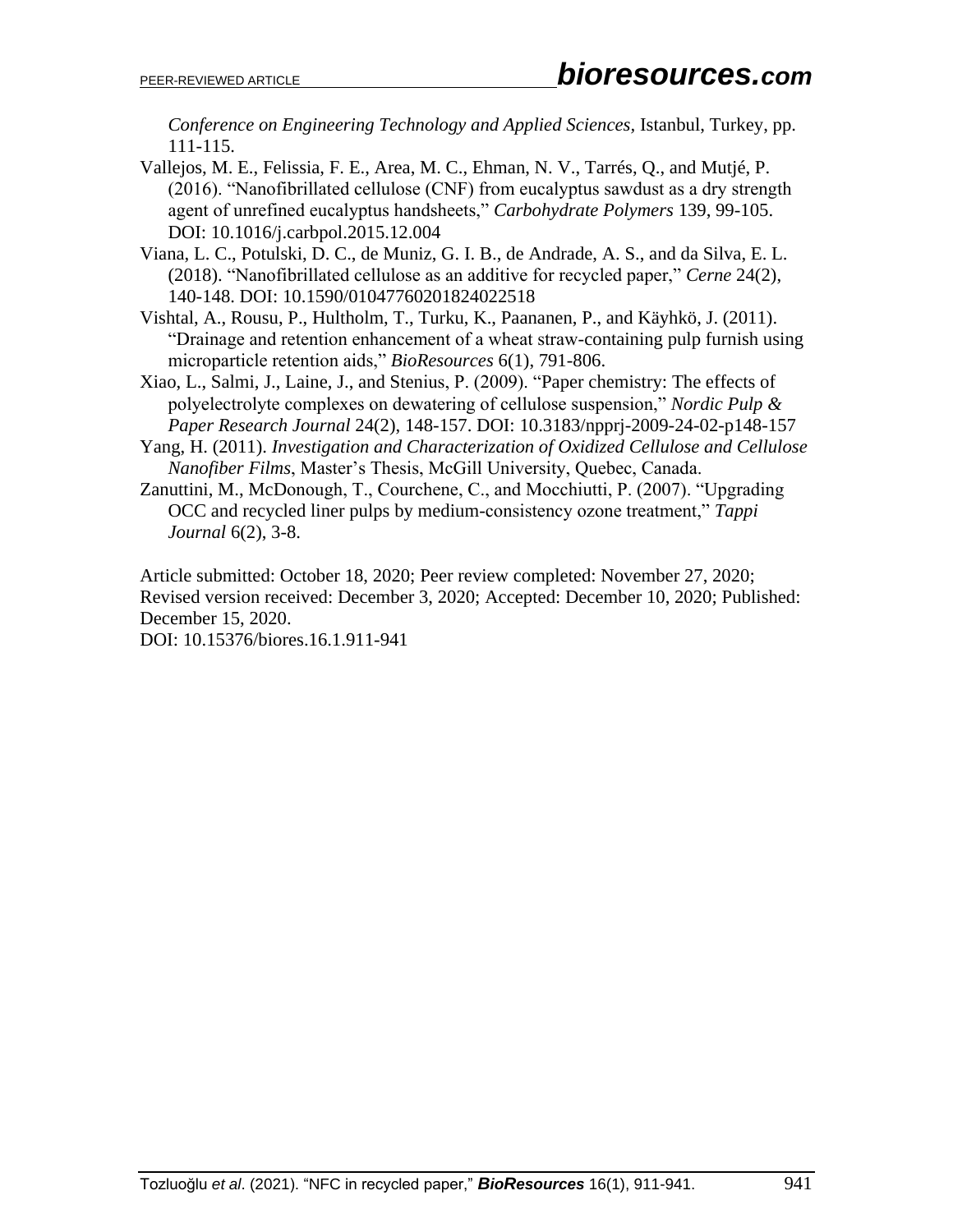*Conference on Engineering Technology and Applied Sciences*, Istanbul, Turkey, pp. 111-115.

Vallejos, M. E., Felissia, F. E., Area, M. C., Ehman, N. V., Tarrés, Q., and Mutjé, P. (2016). "Nanofibrillated cellulose (CNF) from eucalyptus sawdust as a dry strength agent of unrefined eucalyptus handsheets," *Carbohydrate Polymers* 139, 99-105. DOI: 10.1016/j.carbpol.2015.12.004

Viana, L. C., Potulski, D. C., de Muniz, G. I. B., de Andrade, A. S., and da Silva, E. L. (2018). "Nanofibrillated cellulose as an additive for recycled paper," *Cerne* 24(2), 140-148. DOI: 10.1590/01047760201824022518

Vishtal, A., Rousu, P., Hultholm, T., Turku, K., Paananen, P., and Käyhkö, J. (2011). "Drainage and retention enhancement of a wheat straw-containing pulp furnish using microparticle retention aids," *BioResources* 6(1), 791-806.

Xiao, L., Salmi, J., Laine, J., and Stenius, P. (2009). "Paper chemistry: The effects of polyelectrolyte complexes on dewatering of cellulose suspension," *Nordic Pulp & Paper Research Journal* 24(2), 148-157. DOI: 10.3183/npprj-2009-24-02-p148-157

Yang, H. (2011). *Investigation and Characterization of Oxidized Cellulose and Cellulose Nanofiber Films*, Master's Thesis, McGill University, Quebec, Canada.

Zanuttini, M., McDonough, T., Courchene, C., and Mocchiutti, P. (2007). "Upgrading OCC and recycled liner pulps by medium-consistency ozone treatment," *Tappi Journal* 6(2), 3-8.

Article submitted: October 18, 2020; Peer review completed: November 27, 2020; Revised version received: December 3, 2020; Accepted: December 10, 2020; Published: December 15, 2020.

DOI: 10.15376/biores.16.1.911-941